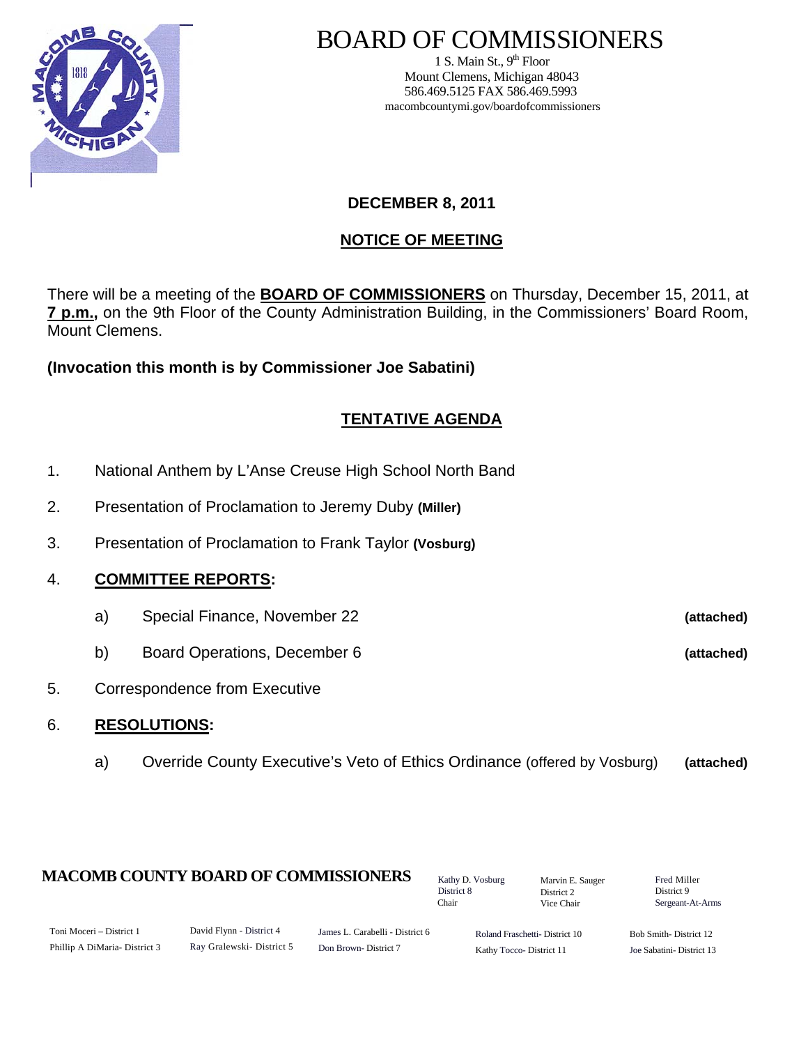# BOARD OF COMMISSIONERS

1 S. Main St., 9th Floor
Mount Clemens, Michigan 48043
586.469.5125 FAX 586.469.5993
macombcountymi.gov/boardofcommissioners

**DECEMBER 8, 2011**

## NOTICE OF MEETING

There will be a meeting of the **BOARD OF COMMISSIONERS** on Thursday, December 15, 2011, at **7 p.m.,** on the 9th Floor of the County Administration Building, in the Commissioners' Board Room, Mount Clemens.

**(Invocation this month is by Commissioner Joe Sabatini)**

## TENTATIVE AGENDA

1. National Anthem by L'Anse Creuse High School North Band
2. Presentation of Proclamation to Jeremy Duby **(Miller)**
3. Presentation of Proclamation to Frank Taylor **(Vosburg)**
4. **COMMITTEE REPORTS:**
   a) Special Finance, November 22 **(attached)**
   b) Board Operations, December 6 **(attached)**
5. Correspondence from Executive
6. **RESOLUTIONS:**
   a) Override County Executive's Veto of Ethics Ordinance (offered by Vosburg) **(attached)**

**MACOMB COUNTY BOARD OF COMMISSIONERS**

Kathy D. Vosburg, District 8, Chair
Marvin E. Sauger, District 2, Vice Chair
Fred Miller, District 9, Sergeant-At-Arms

Toni Moceri – District 1
Phillip A DiMaria- District 3
David Flynn - District 4
Ray Gralewski- District 5
James L. Carabelli - District 6
Don Brown- District 7
Roland Fraschetti- District 10
Kathy Tocco- District 11
Bob Smith- District 12
Joe Sabatini- District 13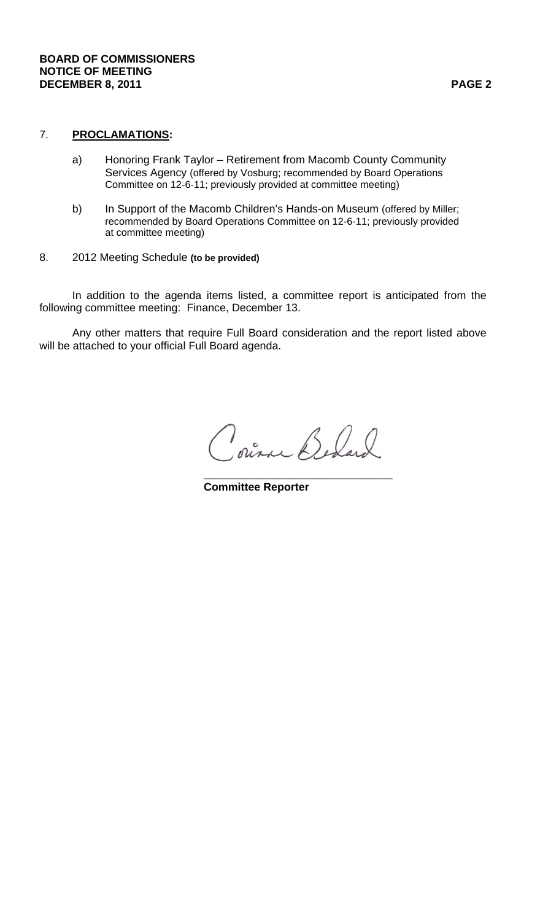7. **PROCLAMATIONS:**

   a) Honoring Frank Taylor – Retirement from Macomb County Community Services Agency (offered by Vosburg; recommended by Board Operations Committee on 12-6-11; previously provided at committee meeting)

   b) In Support of the Macomb Children's Hands-on Museum (offered by Miller; recommended by Board Operations Committee on 12-6-11; previously provided at committee meeting)

8. 2012 Meeting Schedule **(to be provided)**

In addition to the agenda items listed, a committee report is anticipated from the following committee meeting: Finance, December 13.

Any other matters that require Full Board consideration and the report listed above will be attached to your official Full Board agenda.

Corinne Bedard

_______________________________

**Committee Reporter**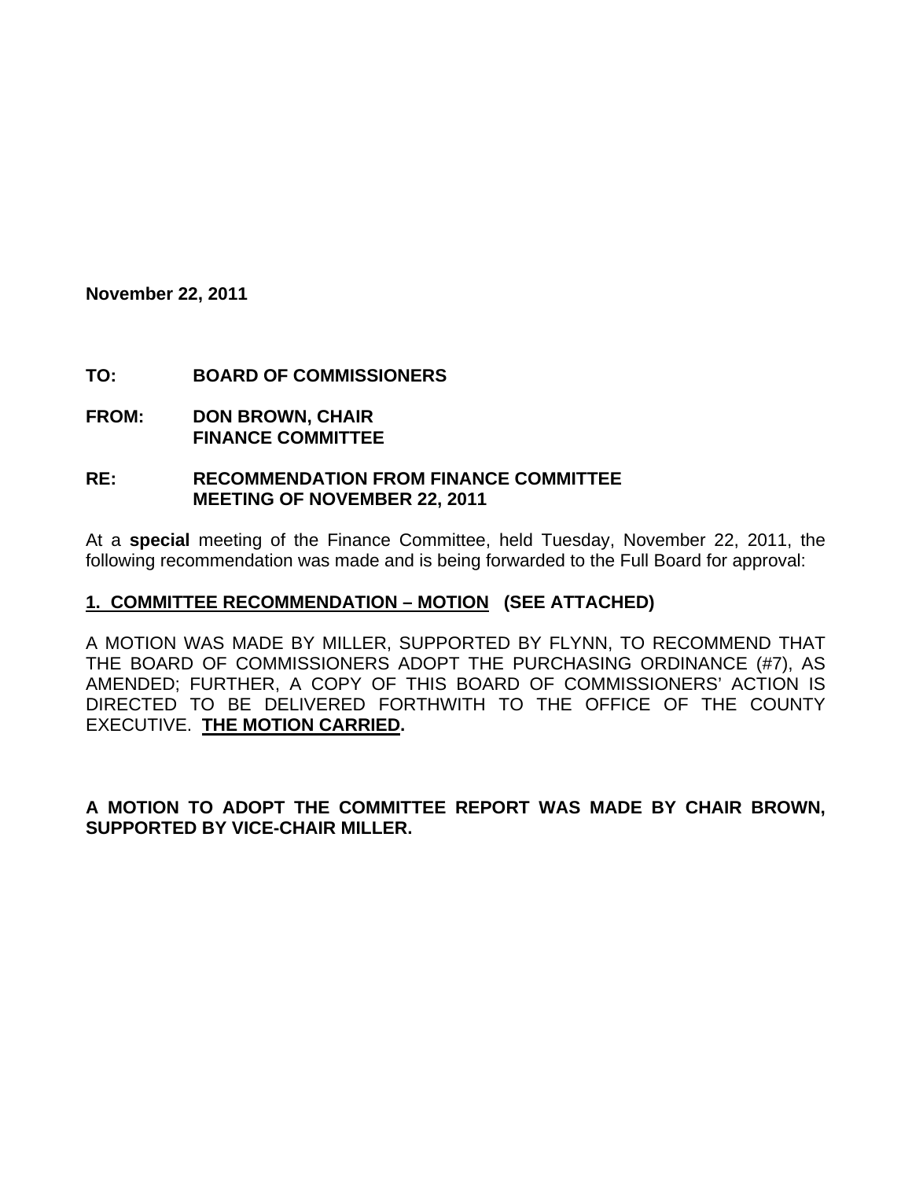**November 22, 2011**

**TO: BOARD OF COMMISSIONERS**

**FROM: DON BROWN, CHAIR**
**FINANCE COMMITTEE**

**RE: RECOMMENDATION FROM FINANCE COMMITTEE**
**MEETING OF NOVEMBER 22, 2011**

At a **special** meeting of the Finance Committee, held Tuesday, November 22, 2011, the following recommendation was made and is being forwarded to the Full Board for approval:

**1. COMMITTEE RECOMMENDATION – MOTION (SEE ATTACHED)**

A MOTION WAS MADE BY MILLER, SUPPORTED BY FLYNN, TO RECOMMEND THAT THE BOARD OF COMMISSIONERS ADOPT THE PURCHASING ORDINANCE (#7), AS AMENDED; FURTHER, A COPY OF THIS BOARD OF COMMISSIONERS' ACTION IS DIRECTED TO BE DELIVERED FORTHWITH TO THE OFFICE OF THE COUNTY EXECUTIVE. **THE MOTION CARRIED.**

**A MOTION TO ADOPT THE COMMITTEE REPORT WAS MADE BY CHAIR BROWN, SUPPORTED BY VICE-CHAIR MILLER.**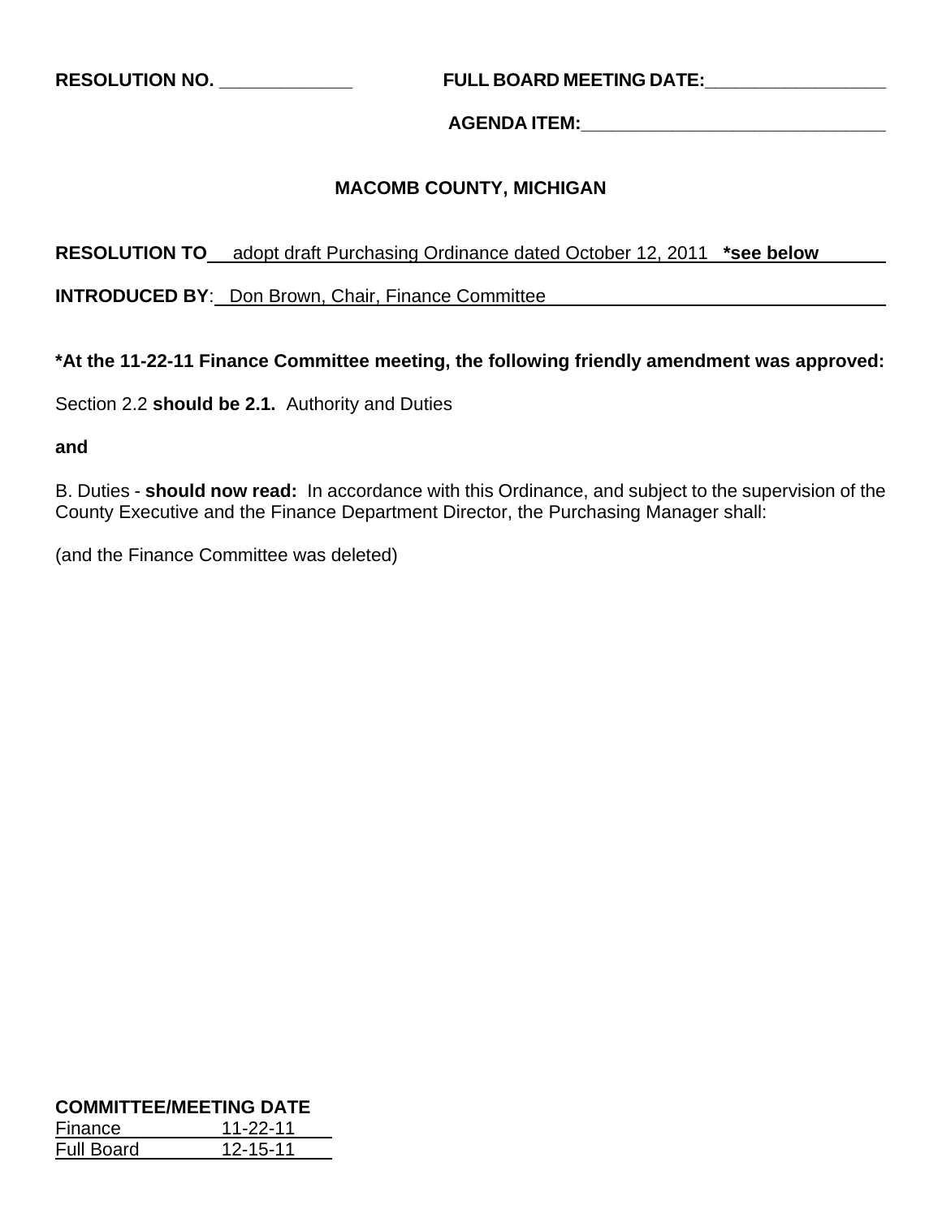**RESOLUTION NO. _____________** **FULL BOARD MEETING DATE:_________________**

**AGENDA ITEM:______________________________**

**MACOMB COUNTY, MICHIGAN**

**RESOLUTION TO** adopt draft Purchasing Ordinance dated October 12, 2011 **\*see below**

**INTRODUCED BY**: Don Brown, Chair, Finance Committee

**\*At the 11-22-11 Finance Committee meeting, the following friendly amendment was approved:**

Section 2.2 **should be 2.1.** Authority and Duties

**and**

B. Duties - **should now read:** In accordance with this Ordinance, and subject to the supervision of the County Executive and the Finance Department Director, the Purchasing Manager shall:

(and the Finance Committee was deleted)

**COMMITTEE/MEETING DATE**

| | |
|---|---|
| Finance | 11-22-11 |
| Full Board | 12-15-11 |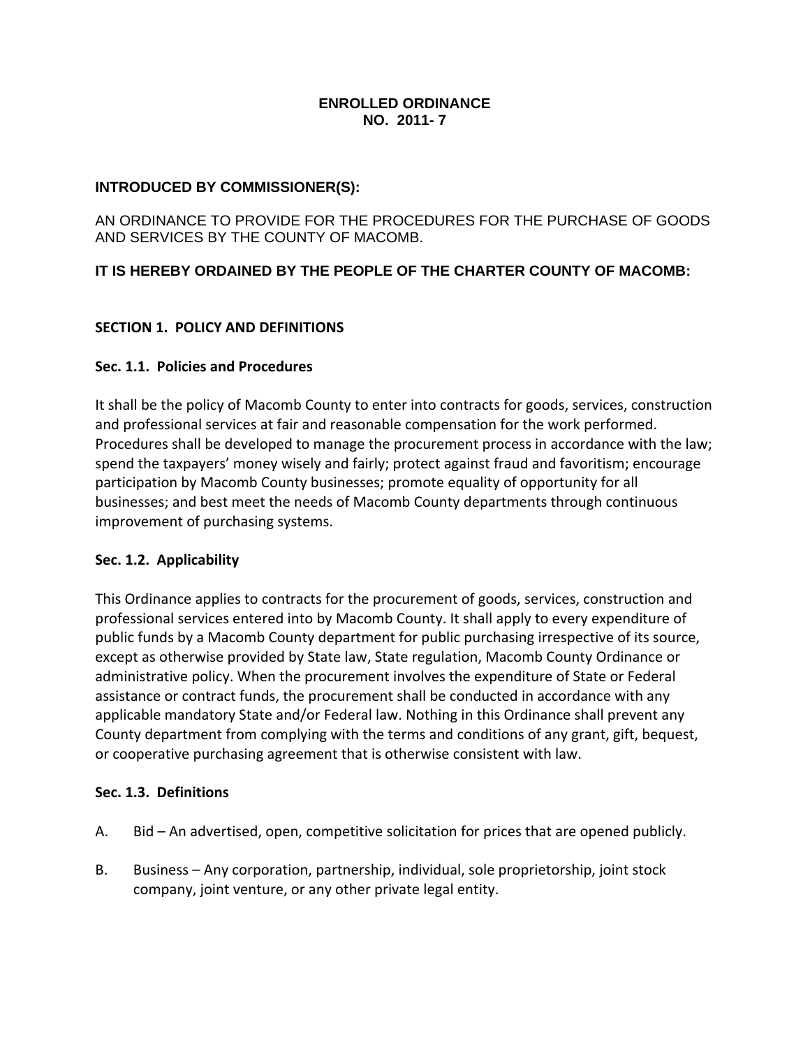**ENROLLED ORDINANCE**
**NO. 2011- 7**

**INTRODUCED BY COMMISSIONER(S):**

AN ORDINANCE TO PROVIDE FOR THE PROCEDURES FOR THE PURCHASE OF GOODS AND SERVICES BY THE COUNTY OF MACOMB.

**IT IS HEREBY ORDAINED BY THE PEOPLE OF THE CHARTER COUNTY OF MACOMB:**

## SECTION 1. POLICY AND DEFINITIONS

### Sec. 1.1. Policies and Procedures

It shall be the policy of Macomb County to enter into contracts for goods, services, construction and professional services at fair and reasonable compensation for the work performed. Procedures shall be developed to manage the procurement process in accordance with the law; spend the taxpayers' money wisely and fairly; protect against fraud and favoritism; encourage participation by Macomb County businesses; promote equality of opportunity for all businesses; and best meet the needs of Macomb County departments through continuous improvement of purchasing systems.

### Sec. 1.2. Applicability

This Ordinance applies to contracts for the procurement of goods, services, construction and professional services entered into by Macomb County. It shall apply to every expenditure of public funds by a Macomb County department for public purchasing irrespective of its source, except as otherwise provided by State law, State regulation, Macomb County Ordinance or administrative policy. When the procurement involves the expenditure of State or Federal assistance or contract funds, the procurement shall be conducted in accordance with any applicable mandatory State and/or Federal law. Nothing in this Ordinance shall prevent any County department from complying with the terms and conditions of any grant, gift, bequest, or cooperative purchasing agreement that is otherwise consistent with law.

### Sec. 1.3. Definitions

A. Bid – An advertised, open, competitive solicitation for prices that are opened publicly.

B. Business – Any corporation, partnership, individual, sole proprietorship, joint stock company, joint venture, or any other private legal entity.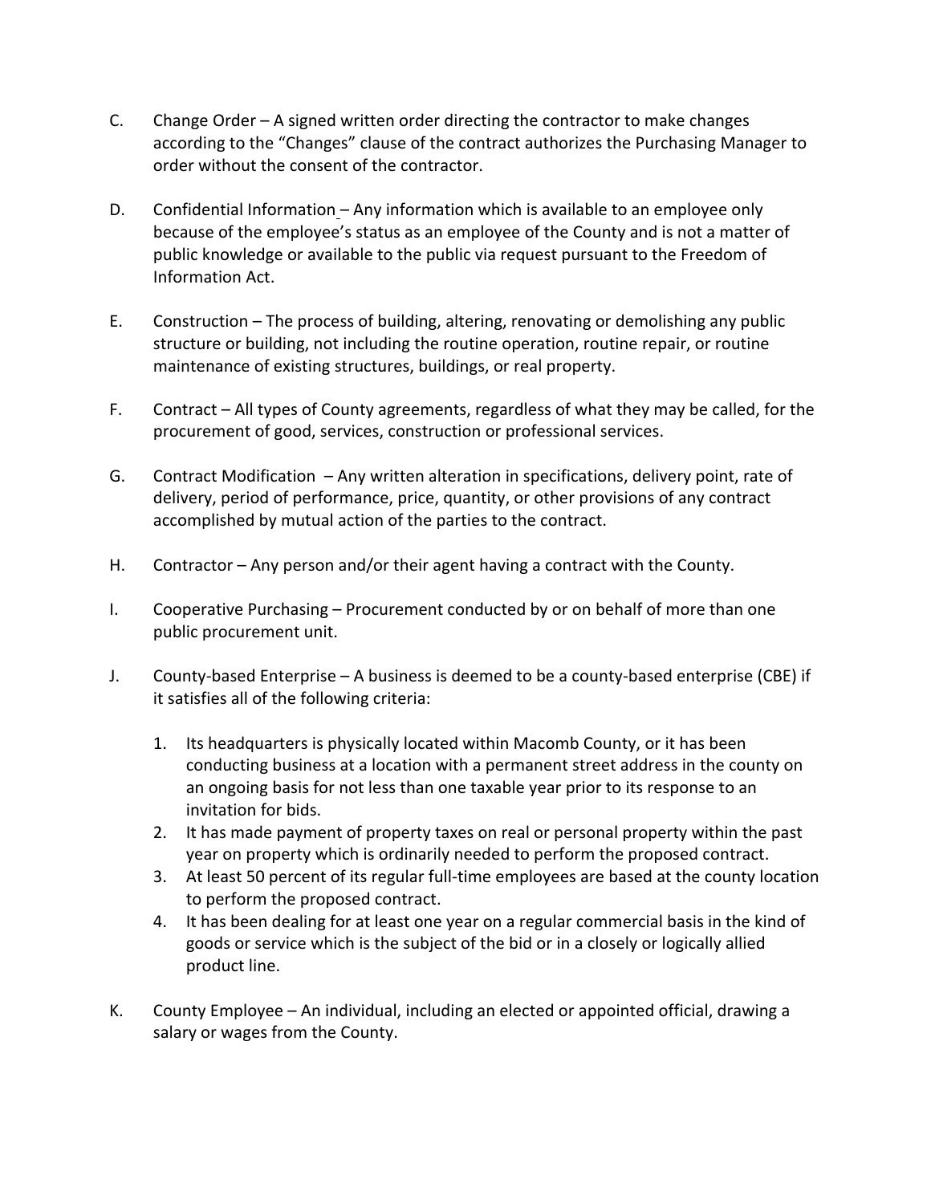C. Change Order – A signed written order directing the contractor to make changes according to the "Changes" clause of the contract authorizes the Purchasing Manager to order without the consent of the contractor.

D. Confidential Information – Any information which is available to an employee only because of the employee's status as an employee of the County and is not a matter of public knowledge or available to the public via request pursuant to the Freedom of Information Act.

E. Construction – The process of building, altering, renovating or demolishing any public structure or building, not including the routine operation, routine repair, or routine maintenance of existing structures, buildings, or real property.

F. Contract – All types of County agreements, regardless of what they may be called, for the procurement of good, services, construction or professional services.

G. Contract Modification – Any written alteration in specifications, delivery point, rate of delivery, period of performance, price, quantity, or other provisions of any contract accomplished by mutual action of the parties to the contract.

H. Contractor – Any person and/or their agent having a contract with the County.

I. Cooperative Purchasing – Procurement conducted by or on behalf of more than one public procurement unit.

J. County-based Enterprise – A business is deemed to be a county-based enterprise (CBE) if it satisfies all of the following criteria:

   1. Its headquarters is physically located within Macomb County, or it has been conducting business at a location with a permanent street address in the county on an ongoing basis for not less than one taxable year prior to its response to an invitation for bids.
   2. It has made payment of property taxes on real or personal property within the past year on property which is ordinarily needed to perform the proposed contract.
   3. At least 50 percent of its regular full-time employees are based at the county location to perform the proposed contract.
   4. It has been dealing for at least one year on a regular commercial basis in the kind of goods or service which is the subject of the bid or in a closely or logically allied product line.

K. County Employee – An individual, including an elected or appointed official, drawing a salary or wages from the County.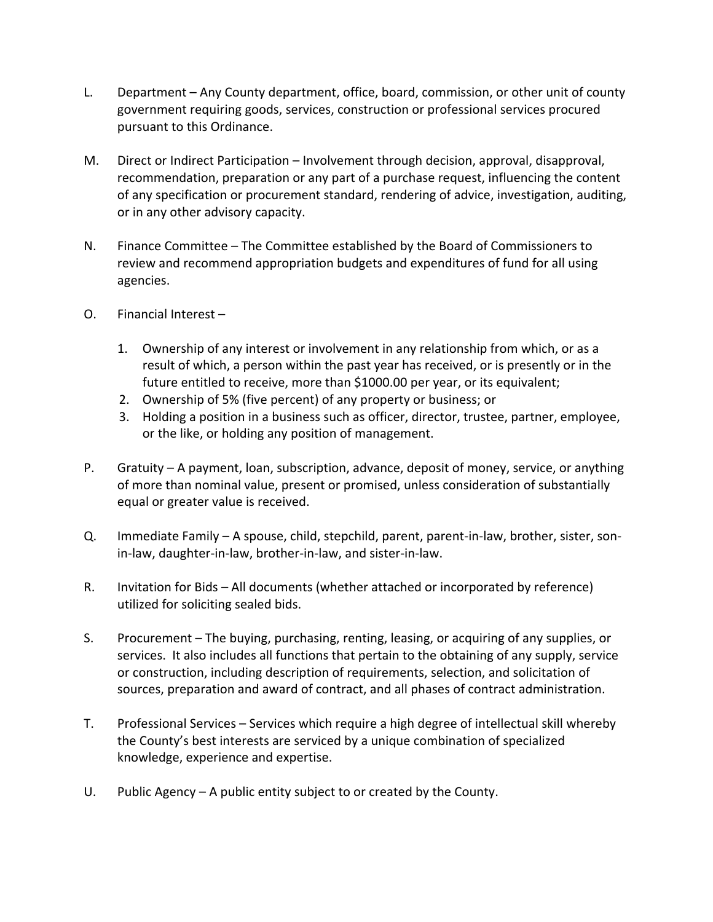L. Department – Any County department, office, board, commission, or other unit of county government requiring goods, services, construction or professional services procured pursuant to this Ordinance.

M. Direct or Indirect Participation – Involvement through decision, approval, disapproval, recommendation, preparation or any part of a purchase request, influencing the content of any specification or procurement standard, rendering of advice, investigation, auditing, or in any other advisory capacity.

N. Finance Committee – The Committee established by the Board of Commissioners to review and recommend appropriation budgets and expenditures of fund for all using agencies.

O. Financial Interest –

1. Ownership of any interest or involvement in any relationship from which, or as a result of which, a person within the past year has received, or is presently or in the future entitled to receive, more than $1000.00 per year, or its equivalent;
2. Ownership of 5% (five percent) of any property or business; or
3. Holding a position in a business such as officer, director, trustee, partner, employee, or the like, or holding any position of management.

P. Gratuity – A payment, loan, subscription, advance, deposit of money, service, or anything of more than nominal value, present or promised, unless consideration of substantially equal or greater value is received.

Q. Immediate Family – A spouse, child, stepchild, parent, parent-in-law, brother, sister, son-in-law, daughter-in-law, brother-in-law, and sister-in-law.

R. Invitation for Bids – All documents (whether attached or incorporated by reference) utilized for soliciting sealed bids.

S. Procurement – The buying, purchasing, renting, leasing, or acquiring of any supplies, or services. It also includes all functions that pertain to the obtaining of any supply, service or construction, including description of requirements, selection, and solicitation of sources, preparation and award of contract, and all phases of contract administration.

T. Professional Services – Services which require a high degree of intellectual skill whereby the County's best interests are serviced by a unique combination of specialized knowledge, experience and expertise.

U. Public Agency – A public entity subject to or created by the County.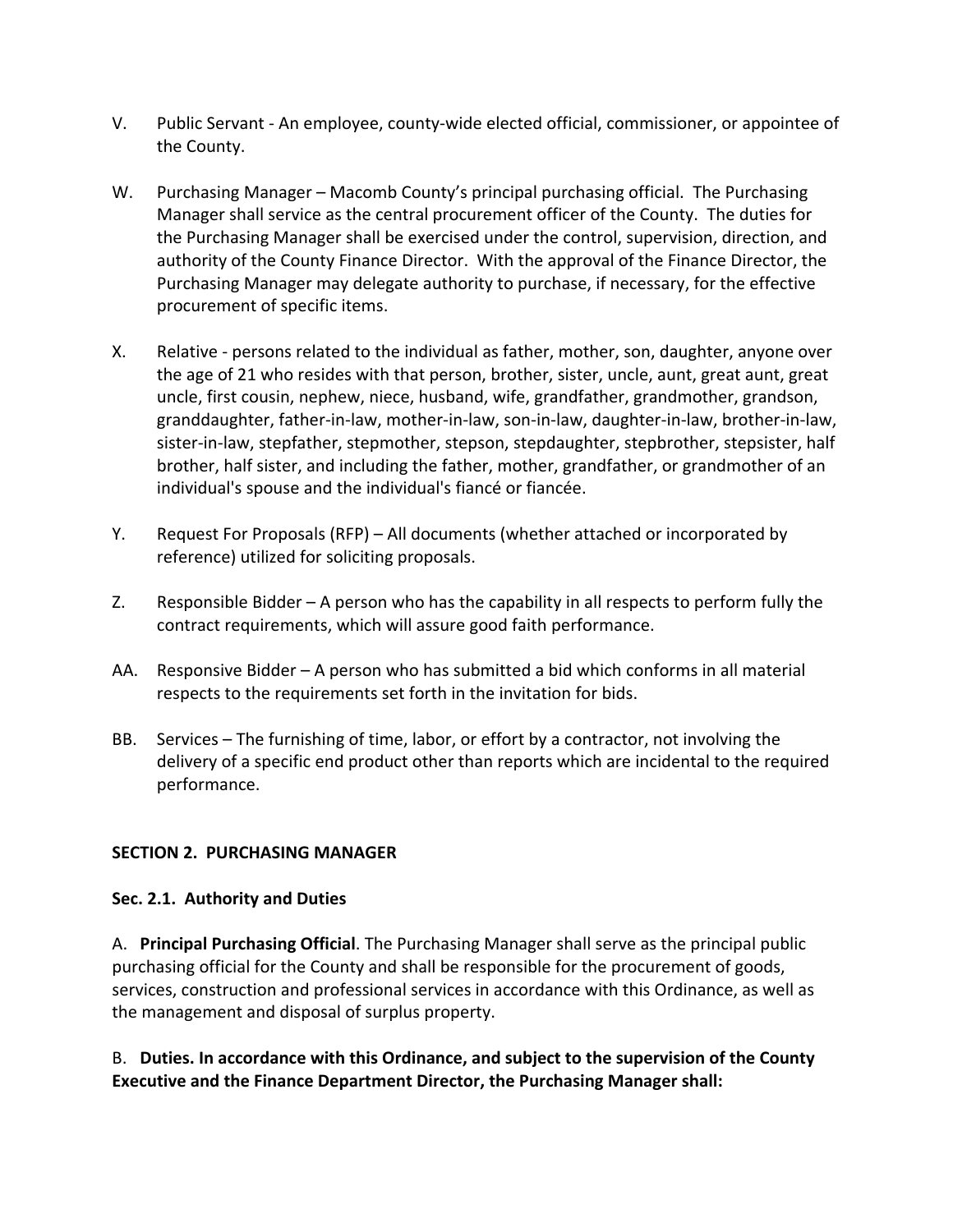V. Public Servant - An employee, county-wide elected official, commissioner, or appointee of the County.

W. Purchasing Manager – Macomb County's principal purchasing official. The Purchasing Manager shall service as the central procurement officer of the County. The duties for the Purchasing Manager shall be exercised under the control, supervision, direction, and authority of the County Finance Director. With the approval of the Finance Director, the Purchasing Manager may delegate authority to purchase, if necessary, for the effective procurement of specific items.

X. Relative - persons related to the individual as father, mother, son, daughter, anyone over the age of 21 who resides with that person, brother, sister, uncle, aunt, great aunt, great uncle, first cousin, nephew, niece, husband, wife, grandfather, grandmother, grandson, granddaughter, father-in-law, mother-in-law, son-in-law, daughter-in-law, brother-in-law, sister-in-law, stepfather, stepmother, stepson, stepdaughter, stepbrother, stepsister, half brother, half sister, and including the father, mother, grandfather, or grandmother of an individual's spouse and the individual's fiancé or fiancée.

Y. Request For Proposals (RFP) – All documents (whether attached or incorporated by reference) utilized for soliciting proposals.

Z. Responsible Bidder – A person who has the capability in all respects to perform fully the contract requirements, which will assure good faith performance.

AA. Responsive Bidder – A person who has submitted a bid which conforms in all material respects to the requirements set forth in the invitation for bids.

BB. Services – The furnishing of time, labor, or effort by a contractor, not involving the delivery of a specific end product other than reports which are incidental to the required performance.

## SECTION 2. PURCHASING MANAGER

### Sec. 2.1. Authority and Duties

A. **Principal Purchasing Official**. The Purchasing Manager shall serve as the principal public purchasing official for the County and shall be responsible for the procurement of goods, services, construction and professional services in accordance with this Ordinance, as well as the management and disposal of surplus property.

B. **Duties. In accordance with this Ordinance, and subject to the supervision of the County Executive and the Finance Department Director, the Purchasing Manager shall:**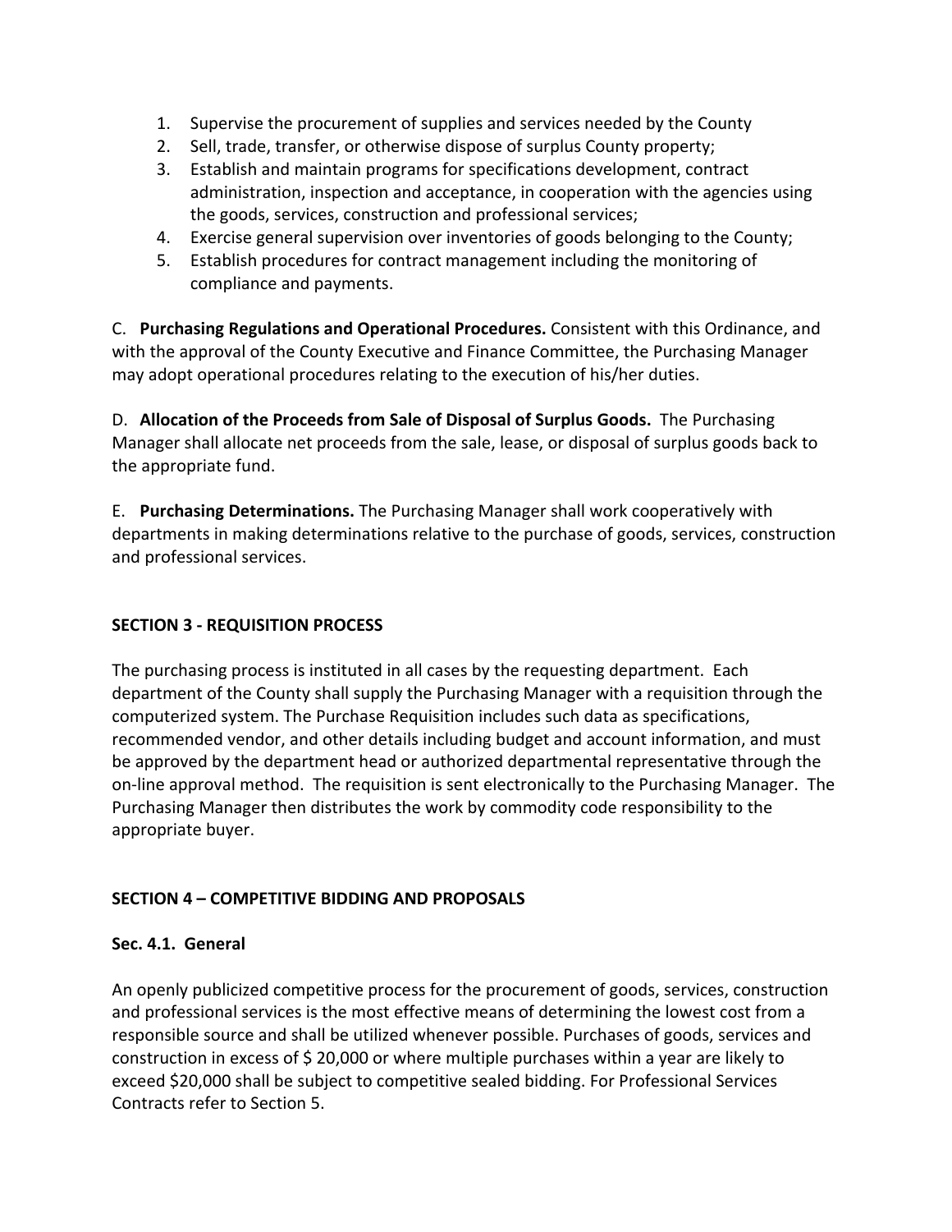1. Supervise the procurement of supplies and services needed by the County
2. Sell, trade, transfer, or otherwise dispose of surplus County property;
3. Establish and maintain programs for specifications development, contract administration, inspection and acceptance, in cooperation with the agencies using the goods, services, construction and professional services;
4. Exercise general supervision over inventories of goods belonging to the County;
5. Establish procedures for contract management including the monitoring of compliance and payments.

C. **Purchasing Regulations and Operational Procedures.** Consistent with this Ordinance, and with the approval of the County Executive and Finance Committee, the Purchasing Manager may adopt operational procedures relating to the execution of his/her duties.

D. **Allocation of the Proceeds from Sale of Disposal of Surplus Goods.** The Purchasing Manager shall allocate net proceeds from the sale, lease, or disposal of surplus goods back to the appropriate fund.

E. **Purchasing Determinations.** The Purchasing Manager shall work cooperatively with departments in making determinations relative to the purchase of goods, services, construction and professional services.

## SECTION 3 - REQUISITION PROCESS

The purchasing process is instituted in all cases by the requesting department. Each department of the County shall supply the Purchasing Manager with a requisition through the computerized system. The Purchase Requisition includes such data as specifications, recommended vendor, and other details including budget and account information, and must be approved by the department head or authorized departmental representative through the on-line approval method. The requisition is sent electronically to the Purchasing Manager. The Purchasing Manager then distributes the work by commodity code responsibility to the appropriate buyer.

## SECTION 4 – COMPETITIVE BIDDING AND PROPOSALS

### Sec. 4.1. General

An openly publicized competitive process for the procurement of goods, services, construction and professional services is the most effective means of determining the lowest cost from a responsible source and shall be utilized whenever possible. Purchases of goods, services and construction in excess of $ 20,000 or where multiple purchases within a year are likely to exceed $20,000 shall be subject to competitive sealed bidding. For Professional Services Contracts refer to Section 5.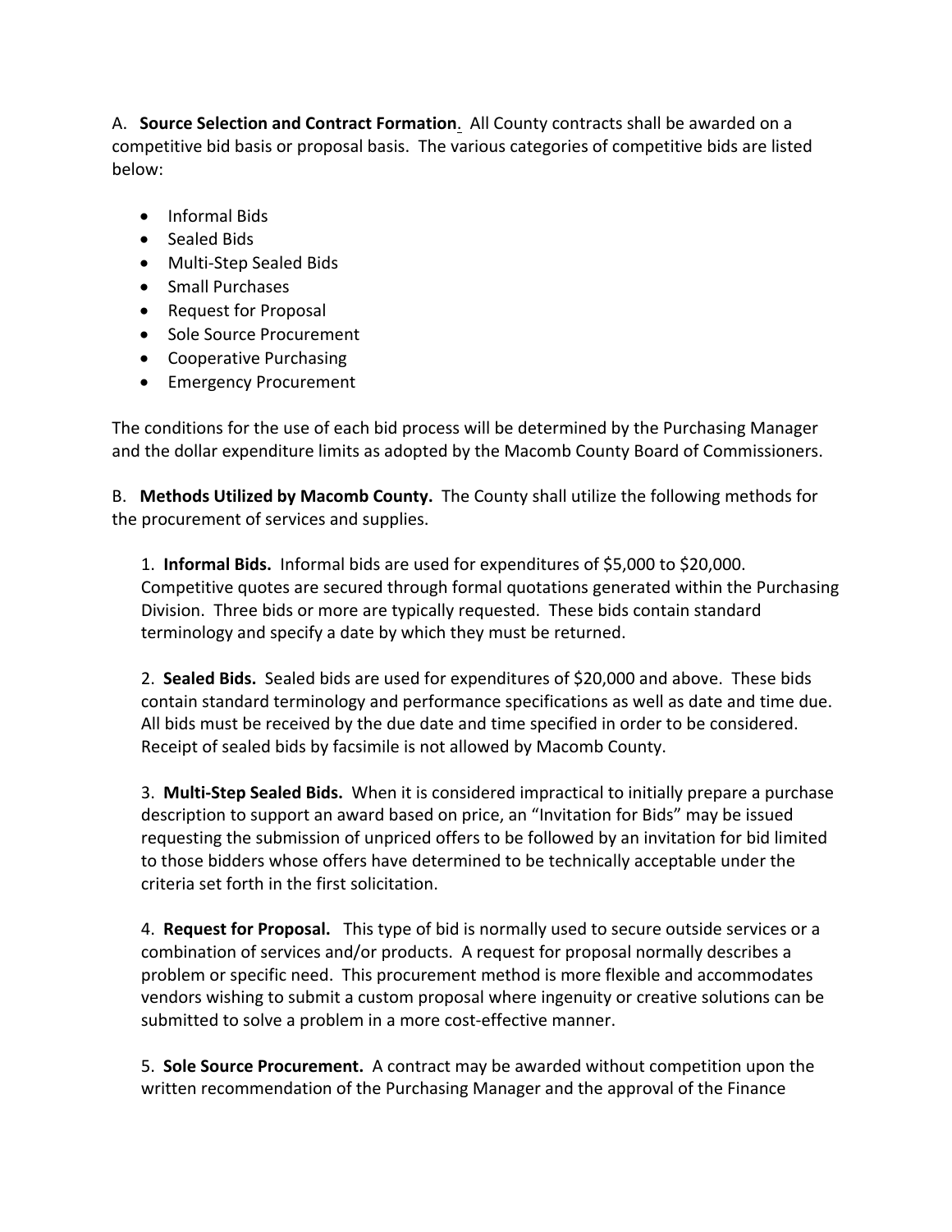A. **Source Selection and Contract Formation**. All County contracts shall be awarded on a competitive bid basis or proposal basis. The various categories of competitive bids are listed below:

- Informal Bids
- Sealed Bids
- Multi-Step Sealed Bids
- Small Purchases
- Request for Proposal
- Sole Source Procurement
- Cooperative Purchasing
- Emergency Procurement

The conditions for the use of each bid process will be determined by the Purchasing Manager and the dollar expenditure limits as adopted by the Macomb County Board of Commissioners.

B. **Methods Utilized by Macomb County.** The County shall utilize the following methods for the procurement of services and supplies.

1. **Informal Bids.** Informal bids are used for expenditures of $5,000 to $20,000. Competitive quotes are secured through formal quotations generated within the Purchasing Division. Three bids or more are typically requested. These bids contain standard terminology and specify a date by which they must be returned.

2. **Sealed Bids.** Sealed bids are used for expenditures of $20,000 and above. These bids contain standard terminology and performance specifications as well as date and time due. All bids must be received by the due date and time specified in order to be considered. Receipt of sealed bids by facsimile is not allowed by Macomb County.

3. **Multi-Step Sealed Bids.** When it is considered impractical to initially prepare a purchase description to support an award based on price, an "Invitation for Bids" may be issued requesting the submission of unpriced offers to be followed by an invitation for bid limited to those bidders whose offers have determined to be technically acceptable under the criteria set forth in the first solicitation.

4. **Request for Proposal.** This type of bid is normally used to secure outside services or a combination of services and/or products. A request for proposal normally describes a problem or specific need. This procurement method is more flexible and accommodates vendors wishing to submit a custom proposal where ingenuity or creative solutions can be submitted to solve a problem in a more cost-effective manner.

5. **Sole Source Procurement.** A contract may be awarded without competition upon the written recommendation of the Purchasing Manager and the approval of the Finance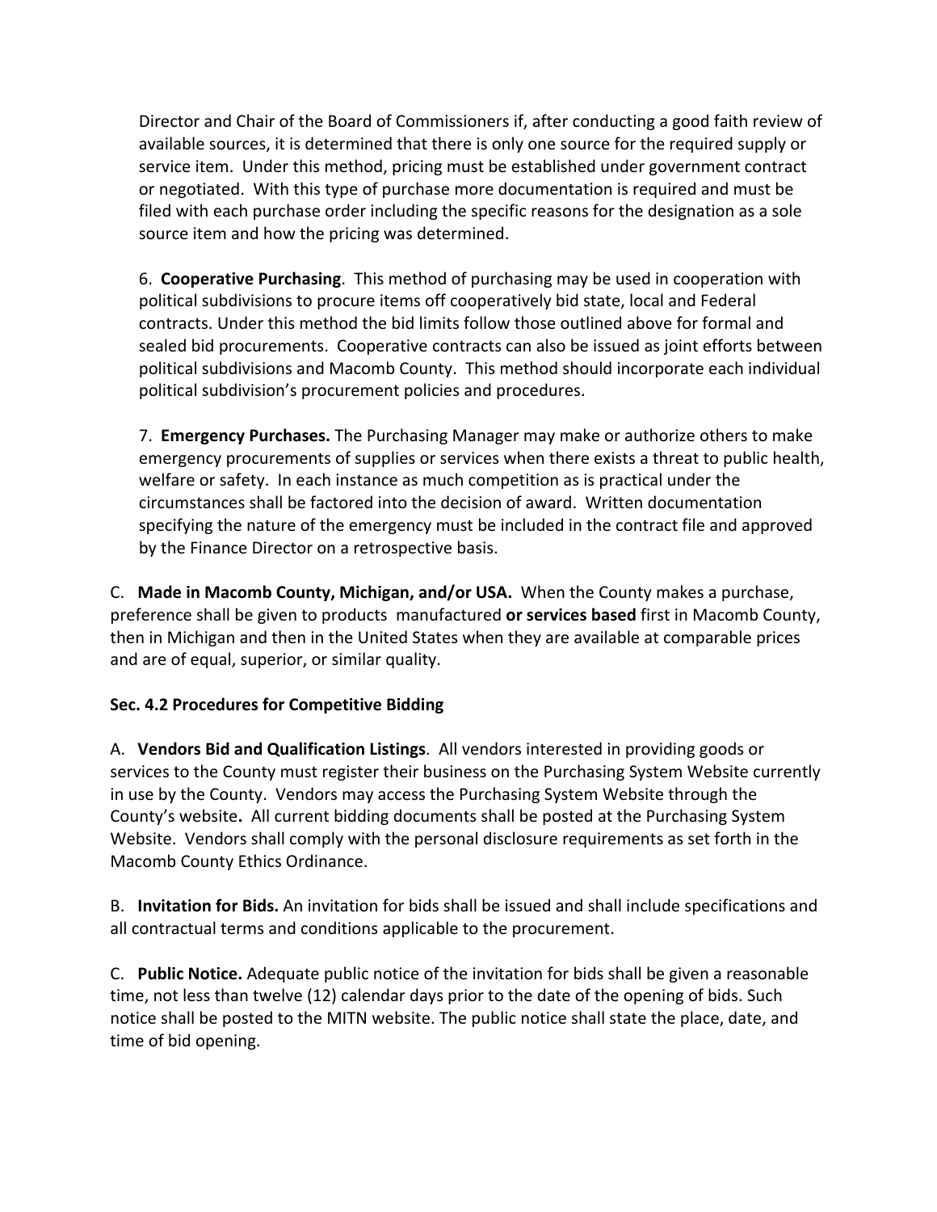Director and Chair of the Board of Commissioners if, after conducting a good faith review of available sources, it is determined that there is only one source for the required supply or service item. Under this method, pricing must be established under government contract or negotiated. With this type of purchase more documentation is required and must be filed with each purchase order including the specific reasons for the designation as a sole source item and how the pricing was determined.

6. **Cooperative Purchasing**. This method of purchasing may be used in cooperation with political subdivisions to procure items off cooperatively bid state, local and Federal contracts. Under this method the bid limits follow those outlined above for formal and sealed bid procurements. Cooperative contracts can also be issued as joint efforts between political subdivisions and Macomb County. This method should incorporate each individual political subdivision's procurement policies and procedures.

7. **Emergency Purchases.** The Purchasing Manager may make or authorize others to make emergency procurements of supplies or services when there exists a threat to public health, welfare or safety. In each instance as much competition as is practical under the circumstances shall be factored into the decision of award. Written documentation specifying the nature of the emergency must be included in the contract file and approved by the Finance Director on a retrospective basis.

C. **Made in Macomb County, Michigan, and/or USA.** When the County makes a purchase, preference shall be given to products manufactured **or services based** first in Macomb County, then in Michigan and then in the United States when they are available at comparable prices and are of equal, superior, or similar quality.

**Sec. 4.2 Procedures for Competitive Bidding**

A. **Vendors Bid and Qualification Listings**. All vendors interested in providing goods or services to the County must register their business on the Purchasing System Website currently in use by the County. Vendors may access the Purchasing System Website through the County's website**.** All current bidding documents shall be posted at the Purchasing System Website. Vendors shall comply with the personal disclosure requirements as set forth in the Macomb County Ethics Ordinance.

B. **Invitation for Bids.** An invitation for bids shall be issued and shall include specifications and all contractual terms and conditions applicable to the procurement.

C. **Public Notice.** Adequate public notice of the invitation for bids shall be given a reasonable time, not less than twelve (12) calendar days prior to the date of the opening of bids. Such notice shall be posted to the MITN website. The public notice shall state the place, date, and time of bid opening.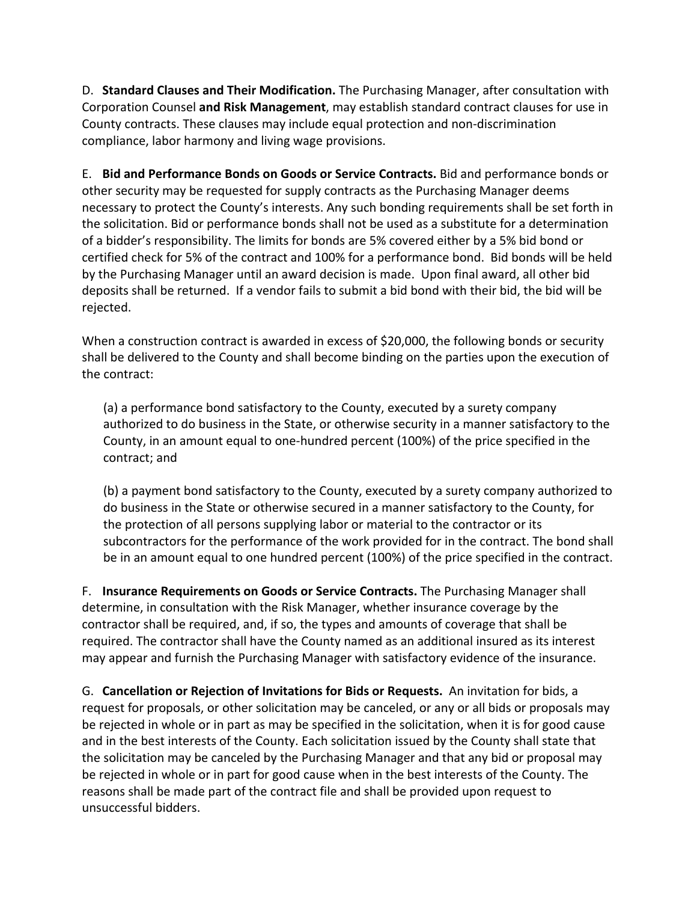D. **Standard Clauses and Their Modification.** The Purchasing Manager, after consultation with Corporation Counsel **and Risk Management**, may establish standard contract clauses for use in County contracts. These clauses may include equal protection and non-discrimination compliance, labor harmony and living wage provisions.

E. **Bid and Performance Bonds on Goods or Service Contracts.** Bid and performance bonds or other security may be requested for supply contracts as the Purchasing Manager deems necessary to protect the County's interests. Any such bonding requirements shall be set forth in the solicitation. Bid or performance bonds shall not be used as a substitute for a determination of a bidder's responsibility. The limits for bonds are 5% covered either by a 5% bid bond or certified check for 5% of the contract and 100% for a performance bond. Bid bonds will be held by the Purchasing Manager until an award decision is made. Upon final award, all other bid deposits shall be returned. If a vendor fails to submit a bid bond with their bid, the bid will be rejected.

When a construction contract is awarded in excess of $20,000, the following bonds or security shall be delivered to the County and shall become binding on the parties upon the execution of the contract:

> (a) a performance bond satisfactory to the County, executed by a surety company authorized to do business in the State, or otherwise security in a manner satisfactory to the County, in an amount equal to one-hundred percent (100%) of the price specified in the contract; and
>
> (b) a payment bond satisfactory to the County, executed by a surety company authorized to do business in the State or otherwise secured in a manner satisfactory to the County, for the protection of all persons supplying labor or material to the contractor or its subcontractors for the performance of the work provided for in the contract. The bond shall be in an amount equal to one hundred percent (100%) of the price specified in the contract.

F. **Insurance Requirements on Goods or Service Contracts.** The Purchasing Manager shall determine, in consultation with the Risk Manager, whether insurance coverage by the contractor shall be required, and, if so, the types and amounts of coverage that shall be required. The contractor shall have the County named as an additional insured as its interest may appear and furnish the Purchasing Manager with satisfactory evidence of the insurance.

G. **Cancellation or Rejection of Invitations for Bids or Requests.** An invitation for bids, a request for proposals, or other solicitation may be canceled, or any or all bids or proposals may be rejected in whole or in part as may be specified in the solicitation, when it is for good cause and in the best interests of the County. Each solicitation issued by the County shall state that the solicitation may be canceled by the Purchasing Manager and that any bid or proposal may be rejected in whole or in part for good cause when in the best interests of the County. The reasons shall be made part of the contract file and shall be provided upon request to unsuccessful bidders.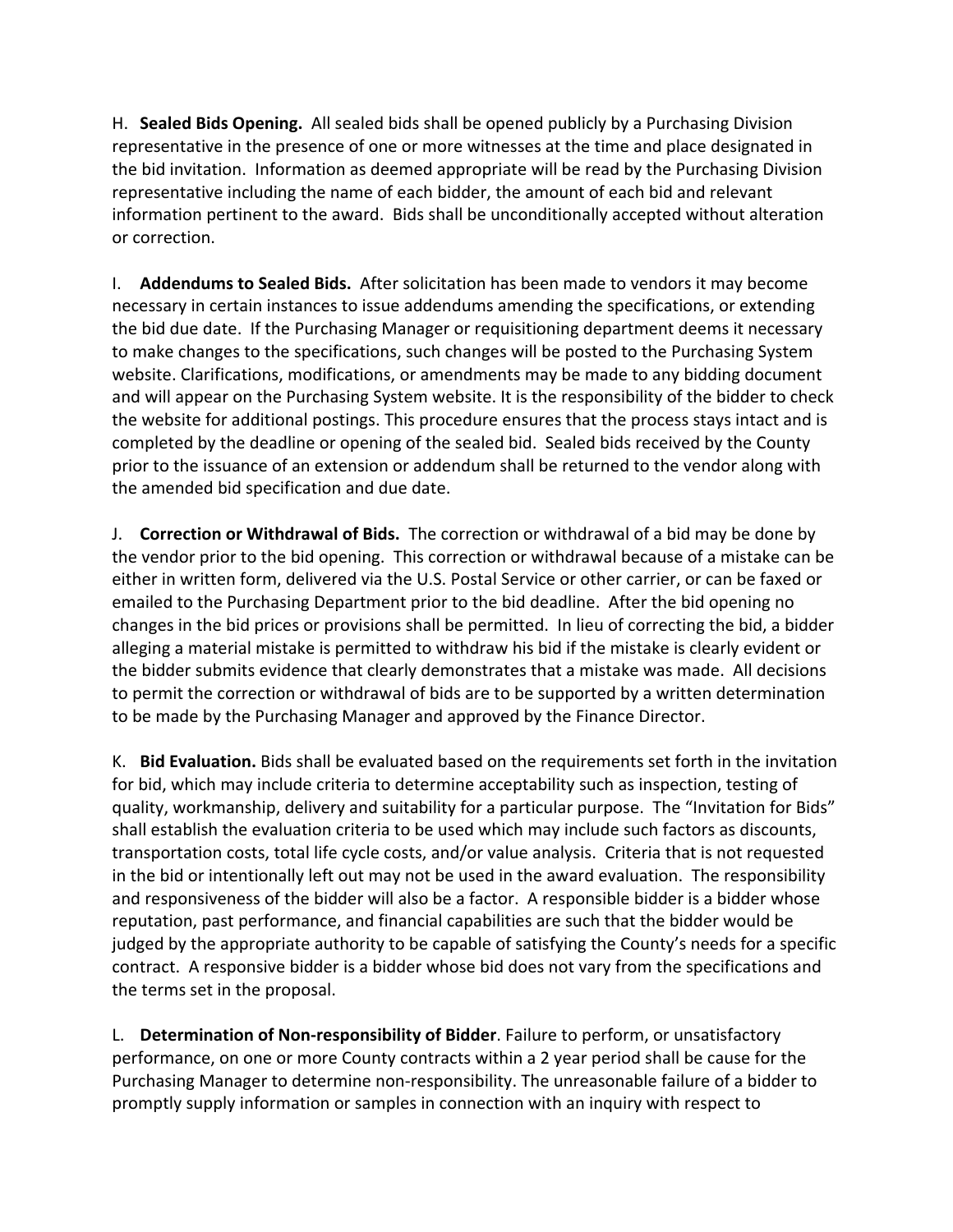H. **Sealed Bids Opening.** All sealed bids shall be opened publicly by a Purchasing Division representative in the presence of one or more witnesses at the time and place designated in the bid invitation. Information as deemed appropriate will be read by the Purchasing Division representative including the name of each bidder, the amount of each bid and relevant information pertinent to the award. Bids shall be unconditionally accepted without alteration or correction.

I. **Addendums to Sealed Bids.** After solicitation has been made to vendors it may become necessary in certain instances to issue addendums amending the specifications, or extending the bid due date. If the Purchasing Manager or requisitioning department deems it necessary to make changes to the specifications, such changes will be posted to the Purchasing System website. Clarifications, modifications, or amendments may be made to any bidding document and will appear on the Purchasing System website. It is the responsibility of the bidder to check the website for additional postings. This procedure ensures that the process stays intact and is completed by the deadline or opening of the sealed bid. Sealed bids received by the County prior to the issuance of an extension or addendum shall be returned to the vendor along with the amended bid specification and due date.

J. **Correction or Withdrawal of Bids.** The correction or withdrawal of a bid may be done by the vendor prior to the bid opening. This correction or withdrawal because of a mistake can be either in written form, delivered via the U.S. Postal Service or other carrier, or can be faxed or emailed to the Purchasing Department prior to the bid deadline. After the bid opening no changes in the bid prices or provisions shall be permitted. In lieu of correcting the bid, a bidder alleging a material mistake is permitted to withdraw his bid if the mistake is clearly evident or the bidder submits evidence that clearly demonstrates that a mistake was made. All decisions to permit the correction or withdrawal of bids are to be supported by a written determination to be made by the Purchasing Manager and approved by the Finance Director.

K. **Bid Evaluation.** Bids shall be evaluated based on the requirements set forth in the invitation for bid, which may include criteria to determine acceptability such as inspection, testing of quality, workmanship, delivery and suitability for a particular purpose. The "Invitation for Bids" shall establish the evaluation criteria to be used which may include such factors as discounts, transportation costs, total life cycle costs, and/or value analysis. Criteria that is not requested in the bid or intentionally left out may not be used in the award evaluation. The responsibility and responsiveness of the bidder will also be a factor. A responsible bidder is a bidder whose reputation, past performance, and financial capabilities are such that the bidder would be judged by the appropriate authority to be capable of satisfying the County's needs for a specific contract. A responsive bidder is a bidder whose bid does not vary from the specifications and the terms set in the proposal.

L. **Determination of Non-responsibility of Bidder**. Failure to perform, or unsatisfactory performance, on one or more County contracts within a 2 year period shall be cause for the Purchasing Manager to determine non-responsibility. The unreasonable failure of a bidder to promptly supply information or samples in connection with an inquiry with respect to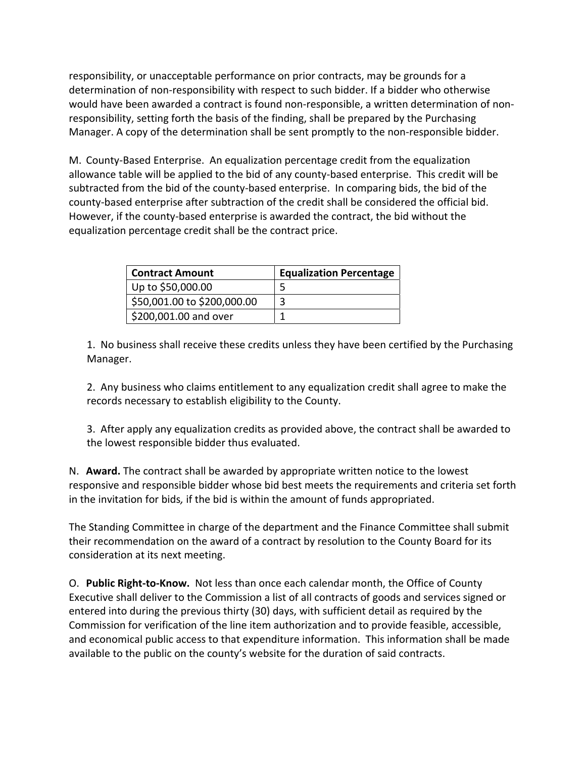responsibility, or unacceptable performance on prior contracts, may be grounds for a determination of non-responsibility with respect to such bidder. If a bidder who otherwise would have been awarded a contract is found non-responsible, a written determination of non-responsibility, setting forth the basis of the finding, shall be prepared by the Purchasing Manager. A copy of the determination shall be sent promptly to the non-responsible bidder.

M. County-Based Enterprise. An equalization percentage credit from the equalization allowance table will be applied to the bid of any county-based enterprise. This credit will be subtracted from the bid of the county-based enterprise. In comparing bids, the bid of the county-based enterprise after subtraction of the credit shall be considered the official bid. However, if the county-based enterprise is awarded the contract, the bid without the equalization percentage credit shall be the contract price.

| Contract Amount | Equalization Percentage |
|---|---|
| Up to $50,000.00 | 5 |
| $50,001.00 to $200,000.00 | 3 |
| $200,001.00 and over | 1 |

1. No business shall receive these credits unless they have been certified by the Purchasing Manager.

2. Any business who claims entitlement to any equalization credit shall agree to make the records necessary to establish eligibility to the County.

3. After apply any equalization credits as provided above, the contract shall be awarded to the lowest responsible bidder thus evaluated.

N. **Award.** The contract shall be awarded by appropriate written notice to the lowest responsive and responsible bidder whose bid best meets the requirements and criteria set forth in the invitation for bids*,* if the bid is within the amount of funds appropriated.

The Standing Committee in charge of the department and the Finance Committee shall submit their recommendation on the award of a contract by resolution to the County Board for its consideration at its next meeting.

O. **Public Right-to-Know.** Not less than once each calendar month, the Office of County Executive shall deliver to the Commission a list of all contracts of goods and services signed or entered into during the previous thirty (30) days, with sufficient detail as required by the Commission for verification of the line item authorization and to provide feasible, accessible, and economical public access to that expenditure information. This information shall be made available to the public on the county's website for the duration of said contracts.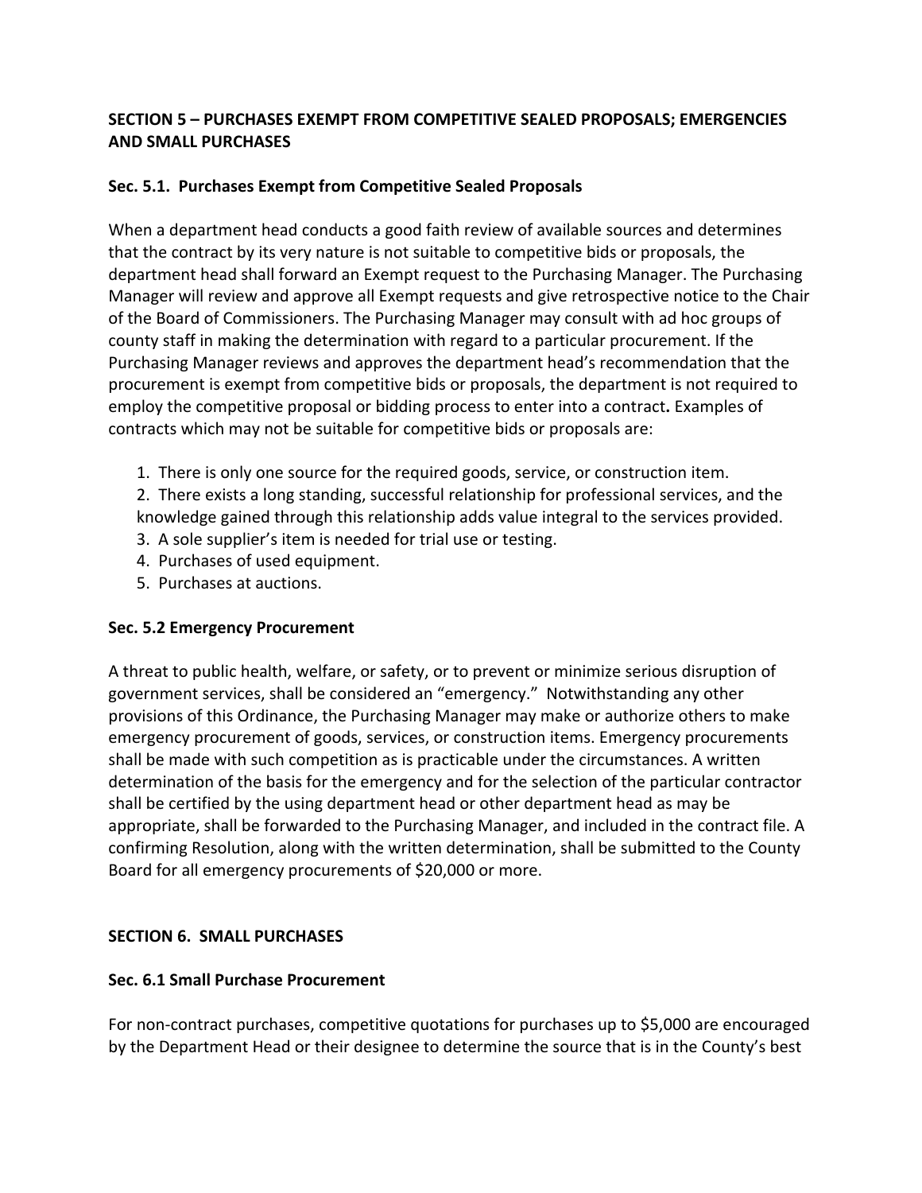**SECTION 5 – PURCHASES EXEMPT FROM COMPETITIVE SEALED PROPOSALS; EMERGENCIES AND SMALL PURCHASES**

**Sec. 5.1. Purchases Exempt from Competitive Sealed Proposals**

When a department head conducts a good faith review of available sources and determines that the contract by its very nature is not suitable to competitive bids or proposals, the department head shall forward an Exempt request to the Purchasing Manager. The Purchasing Manager will review and approve all Exempt requests and give retrospective notice to the Chair of the Board of Commissioners. The Purchasing Manager may consult with ad hoc groups of county staff in making the determination with regard to a particular procurement. If the Purchasing Manager reviews and approves the department head's recommendation that the procurement is exempt from competitive bids or proposals, the department is not required to employ the competitive proposal or bidding process to enter into a contract**.** Examples of contracts which may not be suitable for competitive bids or proposals are:

1. There is only one source for the required goods, service, or construction item.
2. There exists a long standing, successful relationship for professional services, and the knowledge gained through this relationship adds value integral to the services provided.
3. A sole supplier's item is needed for trial use or testing.
4. Purchases of used equipment.
5. Purchases at auctions.

**Sec. 5.2 Emergency Procurement**

A threat to public health, welfare, or safety, or to prevent or minimize serious disruption of government services, shall be considered an "emergency." Notwithstanding any other provisions of this Ordinance, the Purchasing Manager may make or authorize others to make emergency procurement of goods, services, or construction items. Emergency procurements shall be made with such competition as is practicable under the circumstances. A written determination of the basis for the emergency and for the selection of the particular contractor shall be certified by the using department head or other department head as may be appropriate, shall be forwarded to the Purchasing Manager, and included in the contract file. A confirming Resolution, along with the written determination, shall be submitted to the County Board for all emergency procurements of $20,000 or more.

**SECTION 6. SMALL PURCHASES**

**Sec. 6.1 Small Purchase Procurement**

For non-contract purchases, competitive quotations for purchases up to $5,000 are encouraged by the Department Head or their designee to determine the source that is in the County's best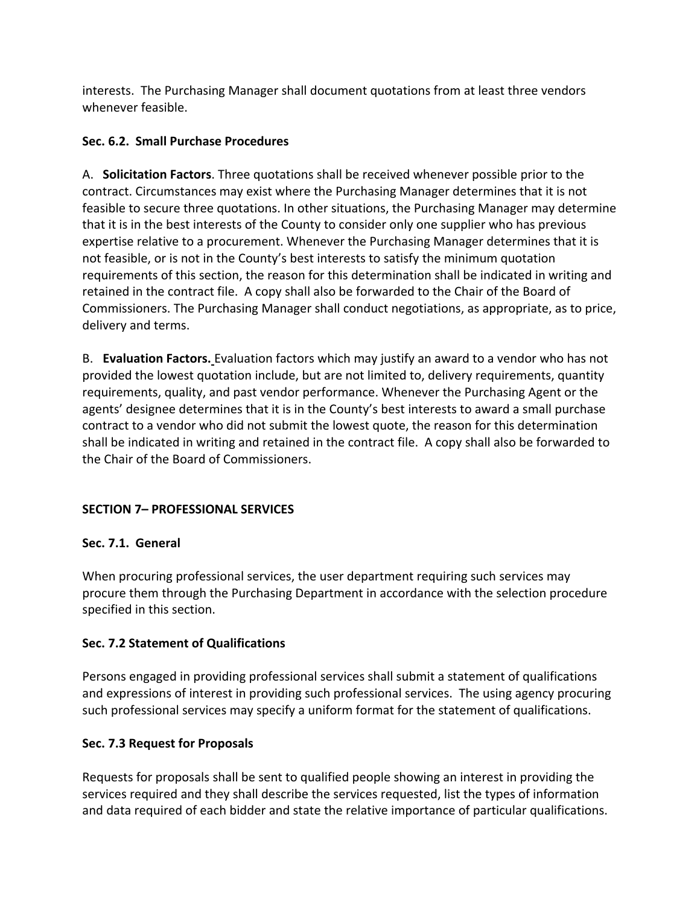interests. The Purchasing Manager shall document quotations from at least three vendors whenever feasible.

**Sec. 6.2. Small Purchase Procedures**

A. **Solicitation Factors**. Three quotations shall be received whenever possible prior to the contract. Circumstances may exist where the Purchasing Manager determines that it is not feasible to secure three quotations. In other situations, the Purchasing Manager may determine that it is in the best interests of the County to consider only one supplier who has previous expertise relative to a procurement. Whenever the Purchasing Manager determines that it is not feasible, or is not in the County's best interests to satisfy the minimum quotation requirements of this section, the reason for this determination shall be indicated in writing and retained in the contract file. A copy shall also be forwarded to the Chair of the Board of Commissioners. The Purchasing Manager shall conduct negotiations, as appropriate, as to price, delivery and terms.

B. **Evaluation Factors.** Evaluation factors which may justify an award to a vendor who has not provided the lowest quotation include, but are not limited to, delivery requirements, quantity requirements, quality, and past vendor performance. Whenever the Purchasing Agent or the agents' designee determines that it is in the County's best interests to award a small purchase contract to a vendor who did not submit the lowest quote, the reason for this determination shall be indicated in writing and retained in the contract file. A copy shall also be forwarded to the Chair of the Board of Commissioners.

**SECTION 7– PROFESSIONAL SERVICES**

**Sec. 7.1. General**

When procuring professional services, the user department requiring such services may procure them through the Purchasing Department in accordance with the selection procedure specified in this section.

**Sec. 7.2 Statement of Qualifications**

Persons engaged in providing professional services shall submit a statement of qualifications and expressions of interest in providing such professional services. The using agency procuring such professional services may specify a uniform format for the statement of qualifications.

**Sec. 7.3 Request for Proposals**

Requests for proposals shall be sent to qualified people showing an interest in providing the services required and they shall describe the services requested, list the types of information and data required of each bidder and state the relative importance of particular qualifications.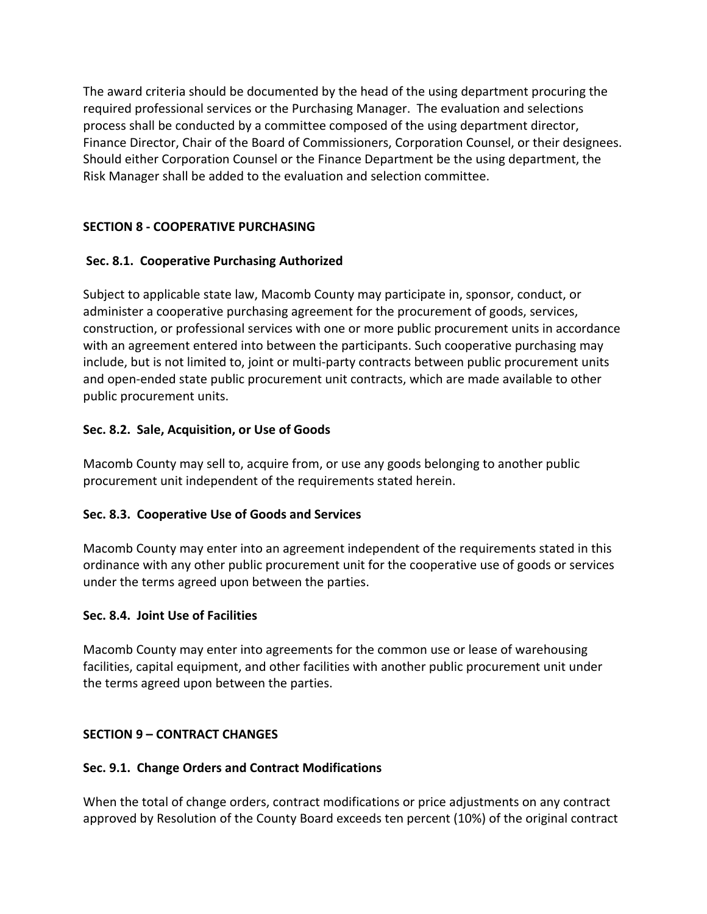The award criteria should be documented by the head of the using department procuring the required professional services or the Purchasing Manager. The evaluation and selections process shall be conducted by a committee composed of the using department director, Finance Director, Chair of the Board of Commissioners, Corporation Counsel, or their designees. Should either Corporation Counsel or the Finance Department be the using department, the Risk Manager shall be added to the evaluation and selection committee.

## SECTION 8 - COOPERATIVE PURCHASING

### Sec. 8.1. Cooperative Purchasing Authorized

Subject to applicable state law, Macomb County may participate in, sponsor, conduct, or administer a cooperative purchasing agreement for the procurement of goods, services, construction, or professional services with one or more public procurement units in accordance with an agreement entered into between the participants. Such cooperative purchasing may include, but is not limited to, joint or multi-party contracts between public procurement units and open-ended state public procurement unit contracts, which are made available to other public procurement units.

### Sec. 8.2. Sale, Acquisition, or Use of Goods

Macomb County may sell to, acquire from, or use any goods belonging to another public procurement unit independent of the requirements stated herein.

### Sec. 8.3. Cooperative Use of Goods and Services

Macomb County may enter into an agreement independent of the requirements stated in this ordinance with any other public procurement unit for the cooperative use of goods or services under the terms agreed upon between the parties.

### Sec. 8.4. Joint Use of Facilities

Macomb County may enter into agreements for the common use or lease of warehousing facilities, capital equipment, and other facilities with another public procurement unit under the terms agreed upon between the parties.

## SECTION 9 – CONTRACT CHANGES

### Sec. 9.1. Change Orders and Contract Modifications

When the total of change orders, contract modifications or price adjustments on any contract approved by Resolution of the County Board exceeds ten percent (10%) of the original contract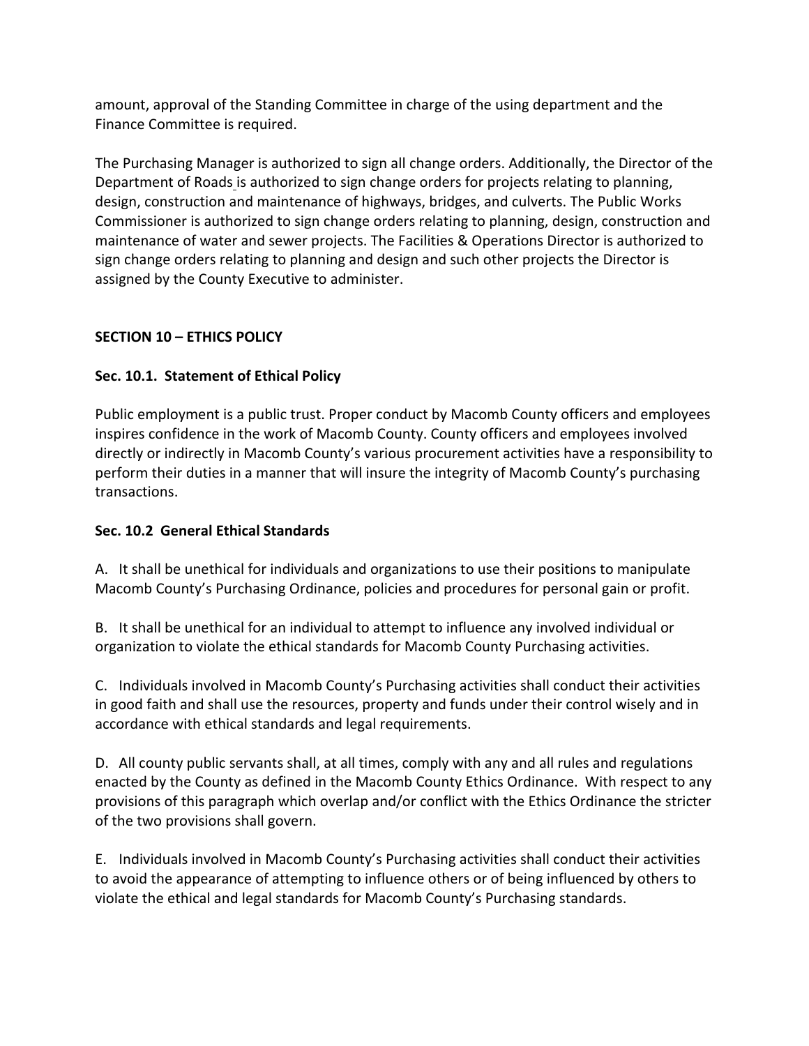amount, approval of the Standing Committee in charge of the using department and the Finance Committee is required.

The Purchasing Manager is authorized to sign all change orders. Additionally, the Director of the Department of Roads is authorized to sign change orders for projects relating to planning, design, construction and maintenance of highways, bridges, and culverts. The Public Works Commissioner is authorized to sign change orders relating to planning, design, construction and maintenance of water and sewer projects. The Facilities & Operations Director is authorized to sign change orders relating to planning and design and such other projects the Director is assigned by the County Executive to administer.

## SECTION 10 – ETHICS POLICY

### Sec. 10.1. Statement of Ethical Policy

Public employment is a public trust. Proper conduct by Macomb County officers and employees inspires confidence in the work of Macomb County. County officers and employees involved directly or indirectly in Macomb County's various procurement activities have a responsibility to perform their duties in a manner that will insure the integrity of Macomb County's purchasing transactions.

### Sec. 10.2 General Ethical Standards

A. It shall be unethical for individuals and organizations to use their positions to manipulate Macomb County's Purchasing Ordinance, policies and procedures for personal gain or profit.

B. It shall be unethical for an individual to attempt to influence any involved individual or organization to violate the ethical standards for Macomb County Purchasing activities.

C. Individuals involved in Macomb County's Purchasing activities shall conduct their activities in good faith and shall use the resources, property and funds under their control wisely and in accordance with ethical standards and legal requirements.

D. All county public servants shall, at all times, comply with any and all rules and regulations enacted by the County as defined in the Macomb County Ethics Ordinance. With respect to any provisions of this paragraph which overlap and/or conflict with the Ethics Ordinance the stricter of the two provisions shall govern.

E. Individuals involved in Macomb County's Purchasing activities shall conduct their activities to avoid the appearance of attempting to influence others or of being influenced by others to violate the ethical and legal standards for Macomb County's Purchasing standards.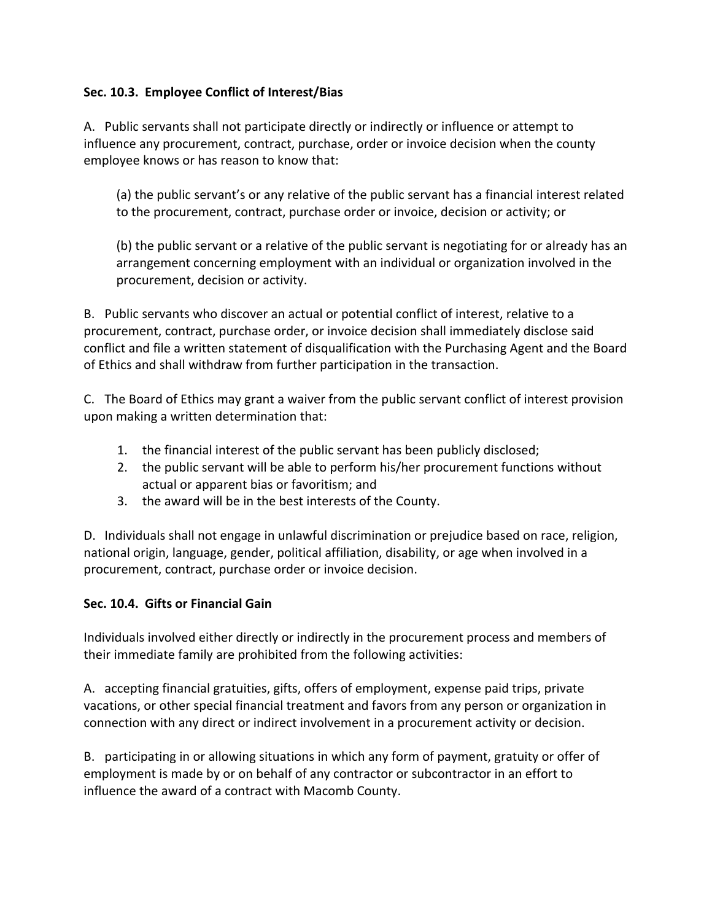**Sec. 10.3. Employee Conflict of Interest/Bias**

A. Public servants shall not participate directly or indirectly or influence or attempt to influence any procurement, contract, purchase, order or invoice decision when the county employee knows or has reason to know that:

> (a) the public servant's or any relative of the public servant has a financial interest related to the procurement, contract, purchase order or invoice, decision or activity; or
>
> (b) the public servant or a relative of the public servant is negotiating for or already has an arrangement concerning employment with an individual or organization involved in the procurement, decision or activity.

B. Public servants who discover an actual or potential conflict of interest, relative to a procurement, contract, purchase order, or invoice decision shall immediately disclose said conflict and file a written statement of disqualification with the Purchasing Agent and the Board of Ethics and shall withdraw from further participation in the transaction.

C. The Board of Ethics may grant a waiver from the public servant conflict of interest provision upon making a written determination that:

1. the financial interest of the public servant has been publicly disclosed;
2. the public servant will be able to perform his/her procurement functions without actual or apparent bias or favoritism; and
3. the award will be in the best interests of the County.

D. Individuals shall not engage in unlawful discrimination or prejudice based on race, religion, national origin, language, gender, political affiliation, disability, or age when involved in a procurement, contract, purchase order or invoice decision.

**Sec. 10.4. Gifts or Financial Gain**

Individuals involved either directly or indirectly in the procurement process and members of their immediate family are prohibited from the following activities:

A. accepting financial gratuities, gifts, offers of employment, expense paid trips, private vacations, or other special financial treatment and favors from any person or organization in connection with any direct or indirect involvement in a procurement activity or decision.

B. participating in or allowing situations in which any form of payment, gratuity or offer of employment is made by or on behalf of any contractor or subcontractor in an effort to influence the award of a contract with Macomb County.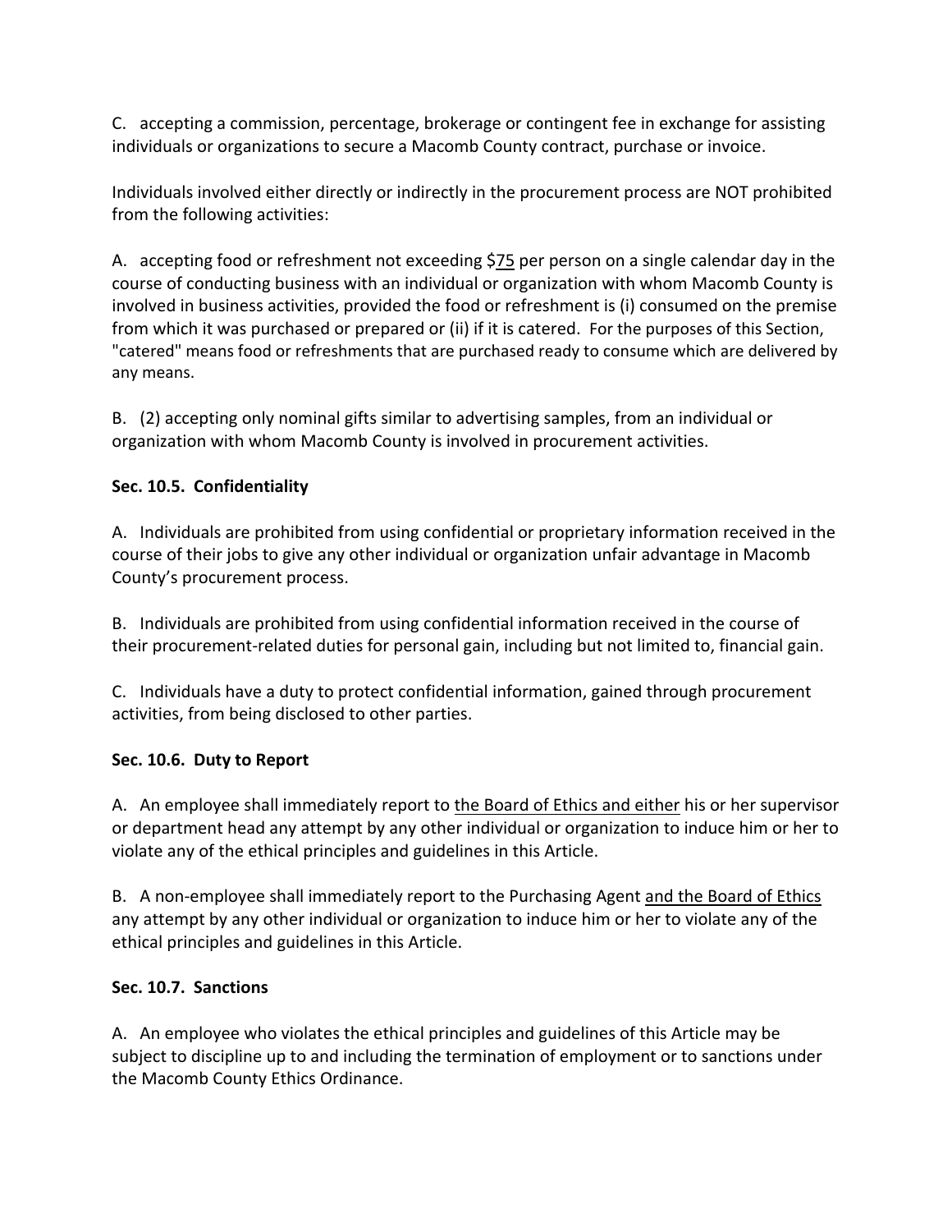C. accepting a commission, percentage, brokerage or contingent fee in exchange for assisting individuals or organizations to secure a Macomb County contract, purchase or invoice.

Individuals involved either directly or indirectly in the procurement process are NOT prohibited from the following activities:

A. accepting food or refreshment not exceeding $75 per person on a single calendar day in the course of conducting business with an individual or organization with whom Macomb County is involved in business activities, provided the food or refreshment is (i) consumed on the premise from which it was purchased or prepared or (ii) if it is catered. For the purposes of this Section, "catered" means food or refreshments that are purchased ready to consume which are delivered by any means.

B. (2) accepting only nominal gifts similar to advertising samples, from an individual or organization with whom Macomb County is involved in procurement activities.

**Sec. 10.5. Confidentiality**

A. Individuals are prohibited from using confidential or proprietary information received in the course of their jobs to give any other individual or organization unfair advantage in Macomb County's procurement process.

B. Individuals are prohibited from using confidential information received in the course of their procurement-related duties for personal gain, including but not limited to, financial gain.

C. Individuals have a duty to protect confidential information, gained through procurement activities, from being disclosed to other parties.

**Sec. 10.6. Duty to Report**

A. An employee shall immediately report to the Board of Ethics and either his or her supervisor or department head any attempt by any other individual or organization to induce him or her to violate any of the ethical principles and guidelines in this Article.

B. A non-employee shall immediately report to the Purchasing Agent and the Board of Ethics any attempt by any other individual or organization to induce him or her to violate any of the ethical principles and guidelines in this Article.

**Sec. 10.7. Sanctions**

A. An employee who violates the ethical principles and guidelines of this Article may be subject to discipline up to and including the termination of employment or to sanctions under the Macomb County Ethics Ordinance.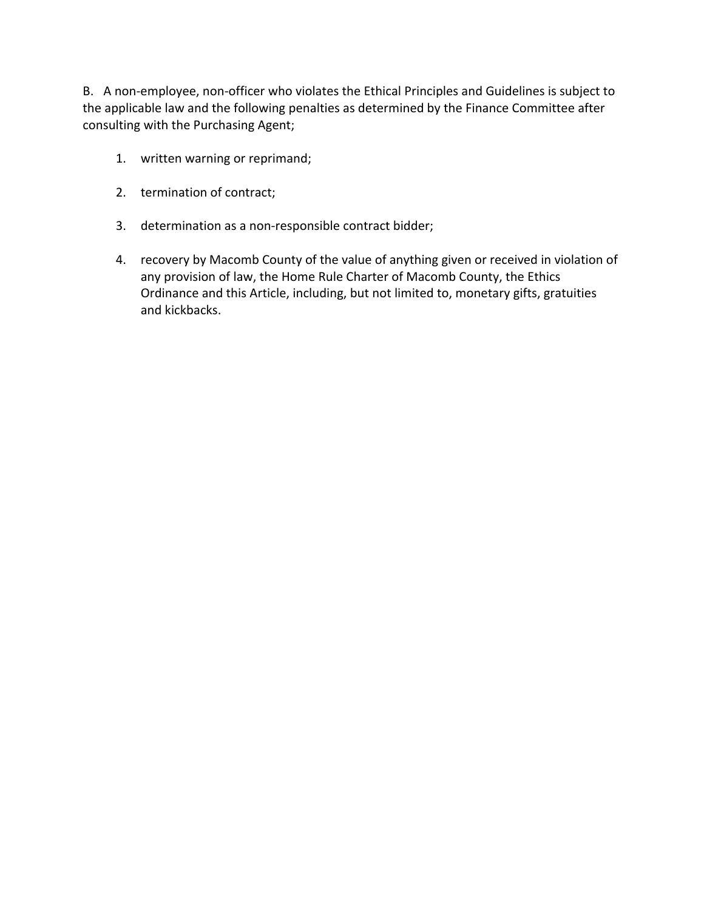B. A non-employee, non-officer who violates the Ethical Principles and Guidelines is subject to the applicable law and the following penalties as determined by the Finance Committee after consulting with the Purchasing Agent;

1. written warning or reprimand;

2. termination of contract;

3. determination as a non-responsible contract bidder;

4. recovery by Macomb County of the value of anything given or received in violation of any provision of law, the Home Rule Charter of Macomb County, the Ethics Ordinance and this Article, including, but not limited to, monetary gifts, gratuities and kickbacks.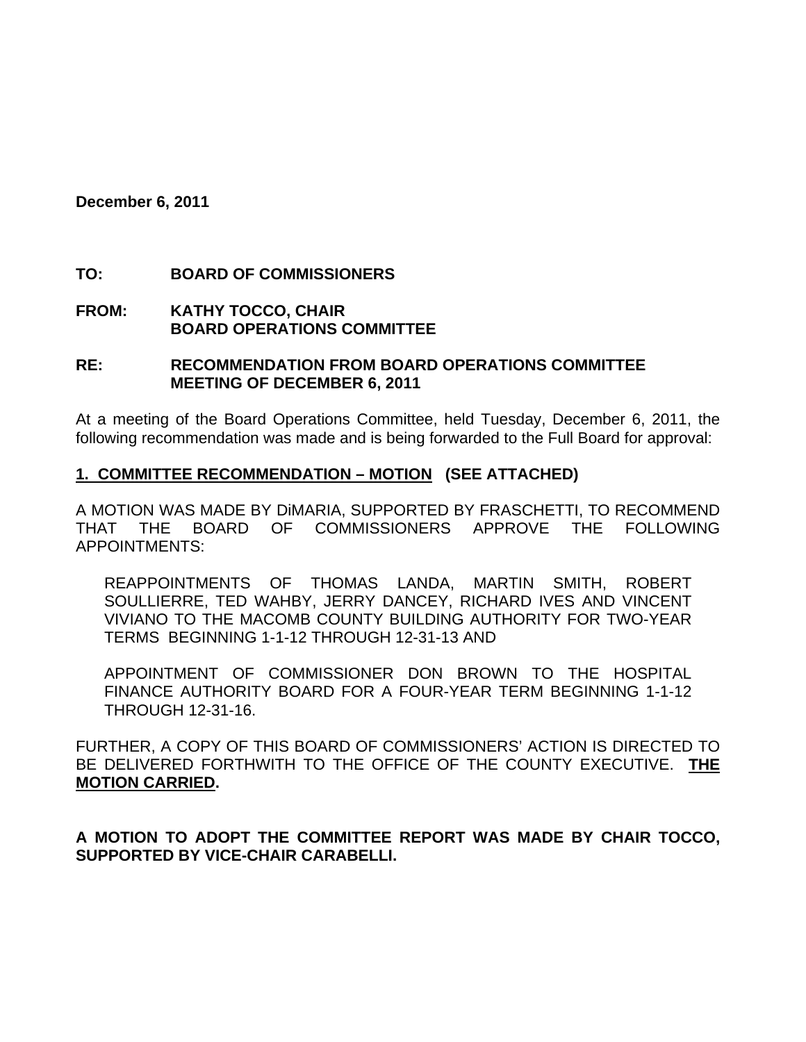**December 6, 2011**

**TO: BOARD OF COMMISSIONERS**

**FROM: KATHY TOCCO, CHAIR**
**BOARD OPERATIONS COMMITTEE**

**RE: RECOMMENDATION FROM BOARD OPERATIONS COMMITTEE MEETING OF DECEMBER 6, 2011**

At a meeting of the Board Operations Committee, held Tuesday, December 6, 2011, the following recommendation was made and is being forwarded to the Full Board for approval:

**1. COMMITTEE RECOMMENDATION – MOTION (SEE ATTACHED)**

A MOTION WAS MADE BY DiMARIA, SUPPORTED BY FRASCHETTI, TO RECOMMEND THAT THE BOARD OF COMMISSIONERS APPROVE THE FOLLOWING APPOINTMENTS:

REAPPOINTMENTS OF THOMAS LANDA, MARTIN SMITH, ROBERT SOULLIERRE, TED WAHBY, JERRY DANCEY, RICHARD IVES AND VINCENT VIVIANO TO THE MACOMB COUNTY BUILDING AUTHORITY FOR TWO-YEAR TERMS BEGINNING 1-1-12 THROUGH 12-31-13 AND

APPOINTMENT OF COMMISSIONER DON BROWN TO THE HOSPITAL FINANCE AUTHORITY BOARD FOR A FOUR-YEAR TERM BEGINNING 1-1-12 THROUGH 12-31-16.

FURTHER, A COPY OF THIS BOARD OF COMMISSIONERS' ACTION IS DIRECTED TO BE DELIVERED FORTHWITH TO THE OFFICE OF THE COUNTY EXECUTIVE. **THE MOTION CARRIED.**

**A MOTION TO ADOPT THE COMMITTEE REPORT WAS MADE BY CHAIR TOCCO, SUPPORTED BY VICE-CHAIR CARABELLI.**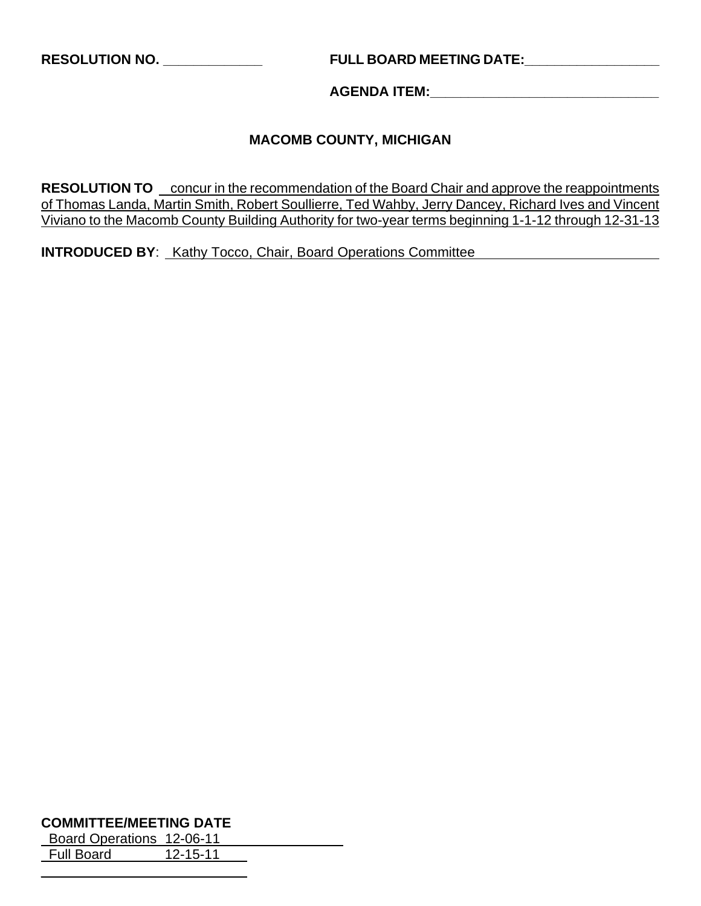**RESOLUTION NO.** _____________ **FULL BOARD MEETING DATE:**_________________

**AGENDA ITEM:**______________________________

**MACOMB COUNTY, MICHIGAN**

**RESOLUTION TO** concur in the recommendation of the Board Chair and approve the reappointments of Thomas Landa, Martin Smith, Robert Soullierre, Ted Wahby, Jerry Dancey, Richard Ives and Vincent Viviano to the Macomb County Building Authority for two-year terms beginning 1-1-12 through 12-31-13

**INTRODUCED BY**: Kathy Tocco, Chair, Board Operations Committee

**COMMITTEE/MEETING DATE**

Board Operations 12-06-11

Full Board 12-15-11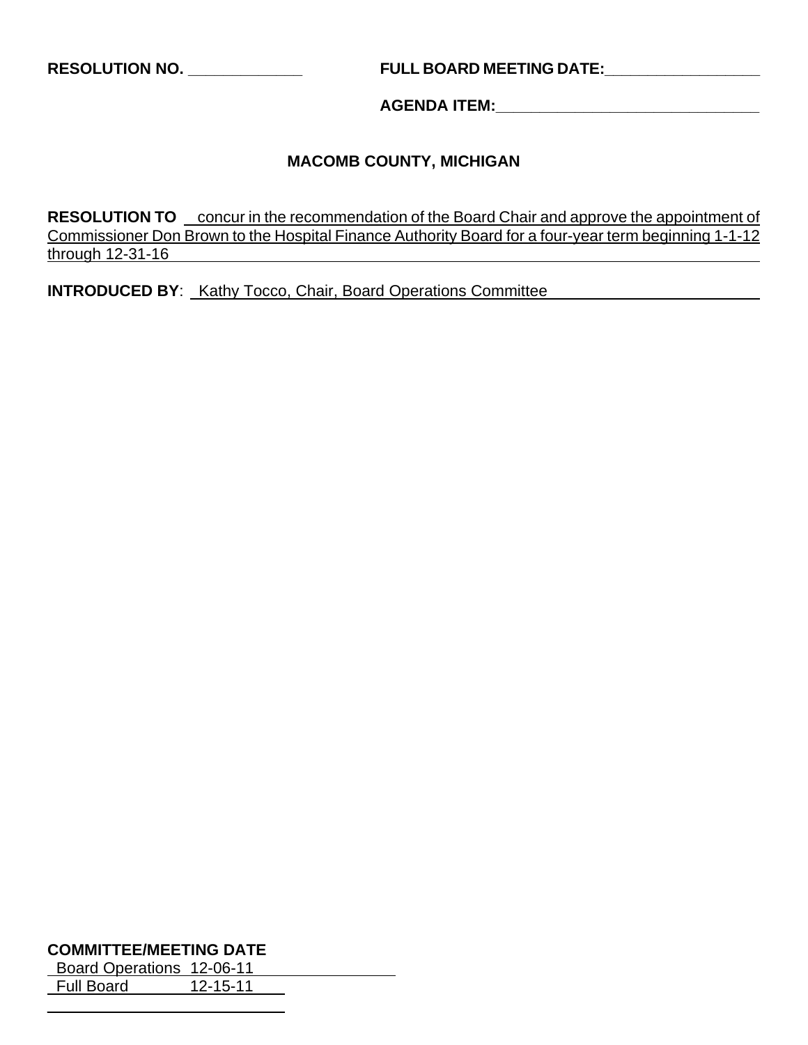**RESOLUTION NO.** _____________ **FULL BOARD MEETING DATE:**_________________

**AGENDA ITEM:**______________________________

**MACOMB COUNTY, MICHIGAN**

**RESOLUTION TO** concur in the recommendation of the Board Chair and approve the appointment of Commissioner Don Brown to the Hospital Finance Authority Board for a four-year term beginning 1-1-12 through 12-31-16

**INTRODUCED BY**: Kathy Tocco, Chair, Board Operations Committee

**COMMITTEE/MEETING DATE**

Board Operations 12-06-11

Full Board 12-15-11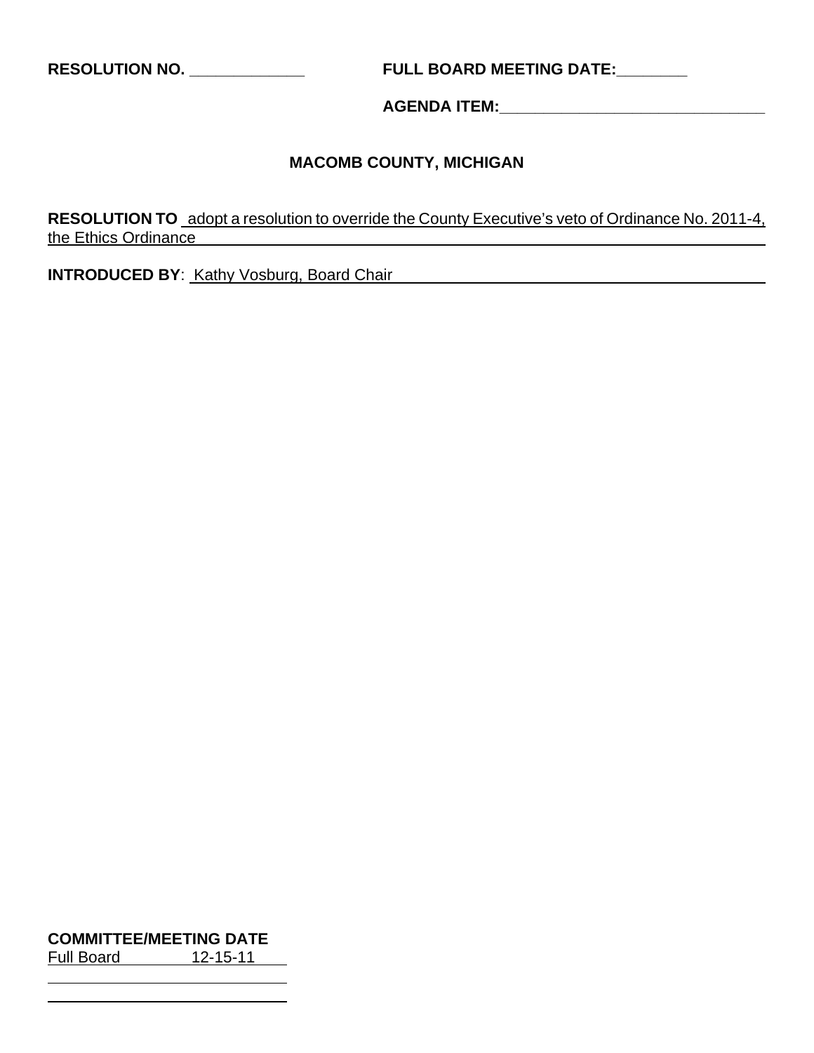**RESOLUTION NO. _____________** **FULL BOARD MEETING DATE:________**

**AGENDA ITEM:______________________________**

**MACOMB COUNTY, MICHIGAN**

**RESOLUTION TO** adopt a resolution to override the County Executive's veto of Ordinance No. 2011-4, the Ethics Ordinance

**INTRODUCED BY**: Kathy Vosburg, Board Chair

**COMMITTEE/MEETING DATE**

Full Board 12-15-11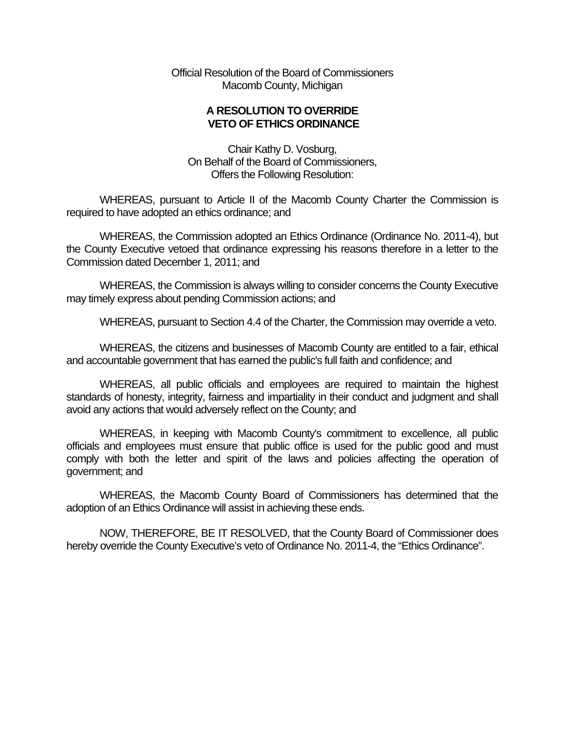Official Resolution of the Board of Commissioners
Macomb County, Michigan

**A RESOLUTION TO OVERRIDE VETO OF ETHICS ORDINANCE**

Chair Kathy D. Vosburg,
On Behalf of the Board of Commissioners,
Offers the Following Resolution:

WHEREAS, pursuant to Article II of the Macomb County Charter the Commission is required to have adopted an ethics ordinance; and

WHEREAS, the Commission adopted an Ethics Ordinance (Ordinance No. 2011-4), but the County Executive vetoed that ordinance expressing his reasons therefore in a letter to the Commission dated December 1, 2011; and

WHEREAS, the Commission is always willing to consider concerns the County Executive may timely express about pending Commission actions; and

WHEREAS, pursuant to Section 4.4 of the Charter, the Commission may override a veto.

WHEREAS, the citizens and businesses of Macomb County are entitled to a fair, ethical and accountable government that has earned the public's full faith and confidence; and

WHEREAS, all public officials and employees are required to maintain the highest standards of honesty, integrity, fairness and impartiality in their conduct and judgment and shall avoid any actions that would adversely reflect on the County; and

WHEREAS, in keeping with Macomb County's commitment to excellence, all public officials and employees must ensure that public office is used for the public good and must comply with both the letter and spirit of the laws and policies affecting the operation of government; and

WHEREAS, the Macomb County Board of Commissioners has determined that the adoption of an Ethics Ordinance will assist in achieving these ends.

NOW, THEREFORE, BE IT RESOLVED, that the County Board of Commissioner does hereby override the County Executive's veto of Ordinance No. 2011-4, the "Ethics Ordinance".